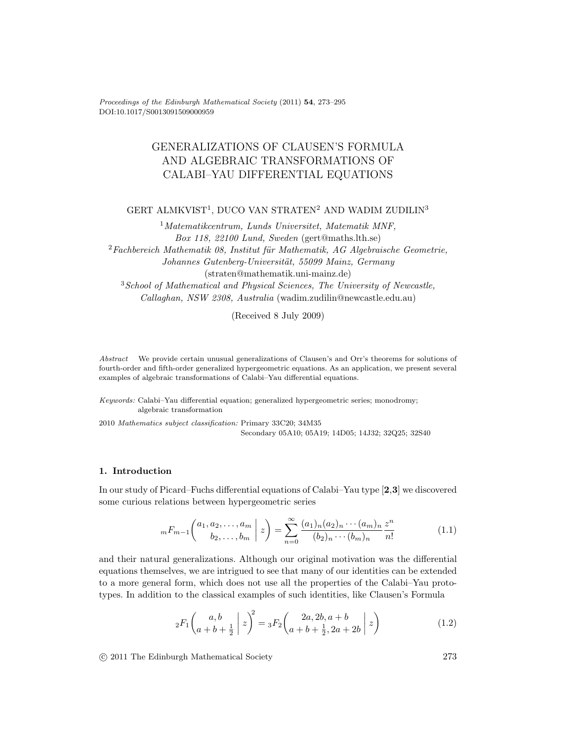# GENERALIZATIONS OF CLAUSEN'S FORMULA AND ALGEBRAIC TRANSFORMATIONS OF CALABI–YAU DIFFERENTIAL EQUATIONS

GERT ALMKVIST[1], DUCO VAN STRATEN[2] AND WADIM ZUDILIN[3]

[1] *Matematikcentrum, Lunds Universitet, Matematik MNF, Box 118, 22100 Lund, Sweden* (gert@maths.lth.se)

[2] *Fachbereich Mathematik 08, Institut für Mathematik, AG Algebraische Geometrie, Johannes Gutenberg-Universität, 55099 Mainz, Germany* (straten@mathematik.uni-mainz.de)

[3] *School of Mathematical and Physical Sciences, The University of Newcastle, Callaghan, NSW 2308, Australia* (wadim.zudilin@newcastle.edu.au)

(Received 8 July 2009)

*Abstract* We provide certain unusual generalizations of Clausen's and Orr's theorems for solutions of fourth-order and fifth-order generalized hypergeometric equations. As an application, we present several examples of algebraic transformations of Calabi–Yau differential equations.

*Keywords:* Calabi–Yau differential equation; generalized hypergeometric series; monodromy; algebraic transformation

2010 *Mathematics subject classification:* Primary 33C20; 34M35
Secondary 05A10; 05A19; 14D05; 14J32; 32Q25; 32S40

## 1. Introduction

In our study of Picard–Fuchs differential equations of Calabi–Yau type [**2**,**3**] we discovered some curious relations between hypergeometric series

$$
{}_mF_{m-1}\left(\begin{matrix} a_1, a_2, \dots, a_m \\ b_2, \dots, b_m \end{matrix} \,\middle|\, z\right) = \sum_{n=0}^{\infty} \frac{(a_1)_n (a_2)_n \cdots (a_m)_n}{(b_2)_n \cdots (b_m)_n} \frac{z^n}{n!} \tag{1.1}
$$

and their natural generalizations. Although our original motivation was the differential equations themselves, we are intrigued to see that many of our identities can be extended to a more general form, which does not use all the properties of the Calabi–Yau prototypes. In addition to the classical examples of such identities, like Clausen's Formula

$$
{}_2F_1\left(\begin{matrix} a, b \\ a+b+\frac{1}{2} \end{matrix} \,\middle|\, z\right)^2 = {}_3F_2\left(\begin{matrix} 2a, 2b, a+b \\ a+b+\frac{1}{2}, 2a+2b \end{matrix} \,\middle|\, z\right) \tag{1.2}
$$

© 2011 The Edinburgh Mathematical Society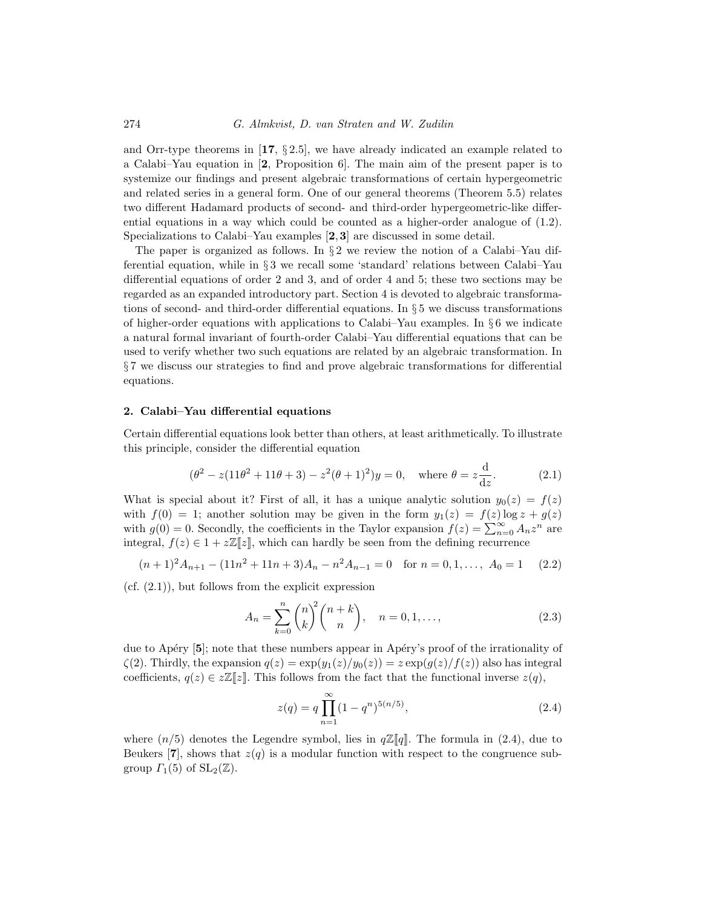and Orr-type theorems in [**17**, § 2.5], we have already indicated an example related to a Calabi–Yau equation in [**2**, Proposition 6]. The main aim of the present paper is to systemize our findings and present algebraic transformations of certain hypergeometric and related series in a general form. One of our general theorems (Theorem 5.5) relates two different Hadamard products of second- and third-order hypergeometric-like differential equations in a way which could be counted as a higher-order analogue of (1.2). Specializations to Calabi–Yau examples [**2**, **3**] are discussed in some detail.

The paper is organized as follows. In § 2 we review the notion of a Calabi–Yau differential equation, while in § 3 we recall some 'standard' relations between Calabi–Yau differential equations of order 2 and 3, and of order 4 and 5; these two sections may be regarded as an expanded introductory part. Section 4 is devoted to algebraic transformations of second- and third-order differential equations. In § 5 we discuss transformations of higher-order equations with applications to Calabi–Yau examples. In § 6 we indicate a natural formal invariant of fourth-order Calabi–Yau differential equations that can be used to verify whether two such equations are related by an algebraic transformation. In § 7 we discuss our strategies to find and prove algebraic transformations for differential equations.

## 2. Calabi–Yau differential equations

Certain differential equations look better than others, at least arithmetically. To illustrate this principle, consider the differential equation

$$(\theta^2 - z(11\theta^2 + 11\theta + 3) - z^2(\theta + 1)^2)y = 0, \quad \text{where } \theta = z\frac{\mathrm{d}}{\mathrm{d}z}. \tag{2.1}$$

What is special about it? First of all, it has a unique analytic solution $y_0(z) = f(z)$ with $f(0) = 1$; another solution may be given in the form $y_1(z) = f(z)\log z + g(z)$ with $g(0) = 0$. Secondly, the coefficients in the Taylor expansion $f(z) = \sum_{n=0}^{\infty} A_n z^n$ are integral, $f(z) \in 1 + z\mathbb{Z}[\![z]\!]$, which can hardly be seen from the defining recurrence

$$(n+1)^2 A_{n+1} - (11n^2 + 11n + 3)A_n - n^2 A_{n-1} = 0 \quad \text{for } n = 0, 1, \ldots, \ A_0 = 1 \tag{2.2}$$

(cf. (2.1)), but follows from the explicit expression

$$A_n = \sum_{k=0}^{n} \binom{n}{k}^2 \binom{n+k}{n}, \quad n = 0, 1, \ldots, \tag{2.3}$$

due to Apéry [**5**]; note that these numbers appear in Apéry's proof of the irrationality of $\zeta(2)$. Thirdly, the expansion $q(z) = \exp(y_1(z)/y_0(z)) = z\exp(g(z)/f(z))$ also has integral coefficients, $q(z) \in z\mathbb{Z}[\![z]\!]$. This follows from the fact that the functional inverse $z(q)$,

$$z(q) = q\prod_{n=1}^{\infty}(1 - q^n)^{5(n/5)}, \tag{2.4}$$

where $(n/5)$ denotes the Legendre symbol, lies in $q\mathbb{Z}[\![q]\!]$. The formula in (2.4), due to Beukers [**7**], shows that $z(q)$ is a modular function with respect to the congruence subgroup $\Gamma_1(5)$ of $\mathrm{SL}_2(\mathbb{Z})$.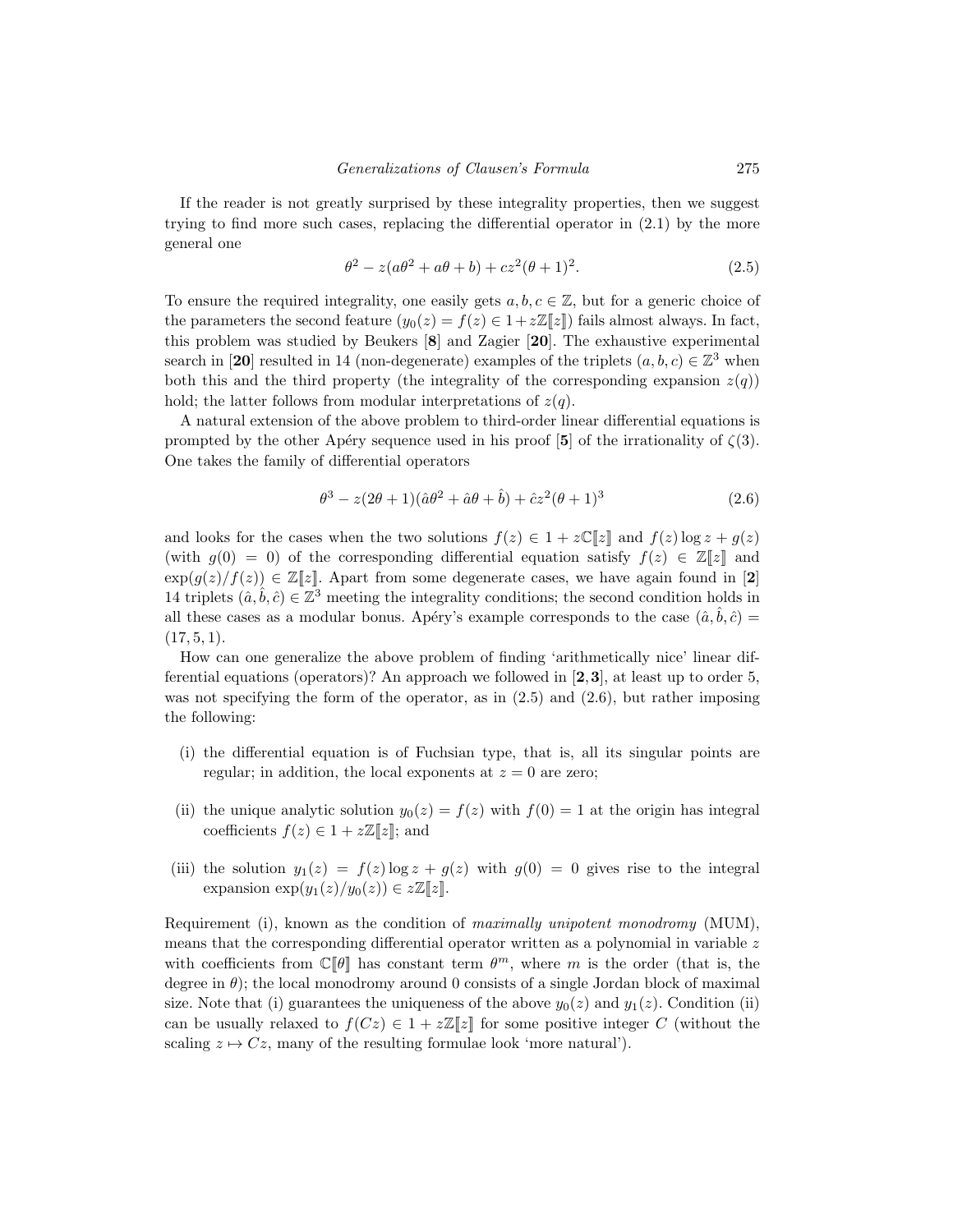If the reader is not greatly surprised by these integrality properties, then we suggest trying to find more such cases, replacing the differential operator in (2.1) by the more general one

$$\theta^2 - z(a\theta^2 + a\theta + b) + cz^2(\theta + 1)^2. \tag{2.5}$$

To ensure the required integrality, one easily gets $a, b, c \in \mathbb{Z}$, but for a generic choice of the parameters the second feature ($y_0(z) = f(z) \in 1 + z\mathbb{Z}[\![z]\!]$) fails almost always. In fact, this problem was studied by Beukers [**8**] and Zagier [**20**]. The exhaustive experimental search in [**20**] resulted in 14 (non-degenerate) examples of the triplets $(a, b, c) \in \mathbb{Z}^3$ when both this and the third property (the integrality of the corresponding expansion $z(q)$) hold; the latter follows from modular interpretations of $z(q)$.

A natural extension of the above problem to third-order linear differential equations is prompted by the other Apéry sequence used in his proof [**5**] of the irrationality of $\zeta(3)$. One takes the family of differential operators

$$\theta^3 - z(2\theta + 1)(\hat{a}\theta^2 + \hat{a}\theta + \hat{b}) + \hat{c}z^2(\theta + 1)^3 \tag{2.6}$$

and looks for the cases when the two solutions $f(z) \in 1 + z\mathbb{C}[\![z]\!]$ and $f(z)\log z + g(z)$ (with $g(0) = 0$) of the corresponding differential equation satisfy $f(z) \in \mathbb{Z}[\![z]\!]$ and $\exp(g(z)/f(z)) \in \mathbb{Z}[\![z]\!]$. Apart from some degenerate cases, we have again found in [**2**] 14 triplets $(\hat{a}, \hat{b}, \hat{c}) \in \mathbb{Z}^3$ meeting the integrality conditions; the second condition holds in all these cases as a modular bonus. Apéry's example corresponds to the case $(\hat{a}, \hat{b}, \hat{c}) = (17, 5, 1)$.

How can one generalize the above problem of finding 'arithmetically nice' linear differential equations (operators)? An approach we followed in [**2**,**3**], at least up to order 5, was not specifying the form of the operator, as in (2.5) and (2.6), but rather imposing the following:

(i) the differential equation is of Fuchsian type, that is, all its singular points are regular; in addition, the local exponents at $z = 0$ are zero;

(ii) the unique analytic solution $y_0(z) = f(z)$ with $f(0) = 1$ at the origin has integral coefficients $f(z) \in 1 + z\mathbb{Z}[\![z]\!]$; and

(iii) the solution $y_1(z) = f(z)\log z + g(z)$ with $g(0) = 0$ gives rise to the integral expansion $\exp(y_1(z)/y_0(z)) \in z\mathbb{Z}[\![z]\!]$.

Requirement (i), known as the condition of *maximally unipotent monodromy* (MUM), means that the corresponding differential operator written as a polynomial in variable $z$ with coefficients from $\mathbb{C}[\![\theta]\!]$ has constant term $\theta^m$, where $m$ is the order (that is, the degree in $\theta$); the local monodromy around 0 consists of a single Jordan block of maximal size. Note that (i) guarantees the uniqueness of the above $y_0(z)$ and $y_1(z)$. Condition (ii) can be usually relaxed to $f(Cz) \in 1 + z\mathbb{Z}[\![z]\!]$ for some positive integer $C$ (without the scaling $z \mapsto Cz$, many of the resulting formulae look 'more natural').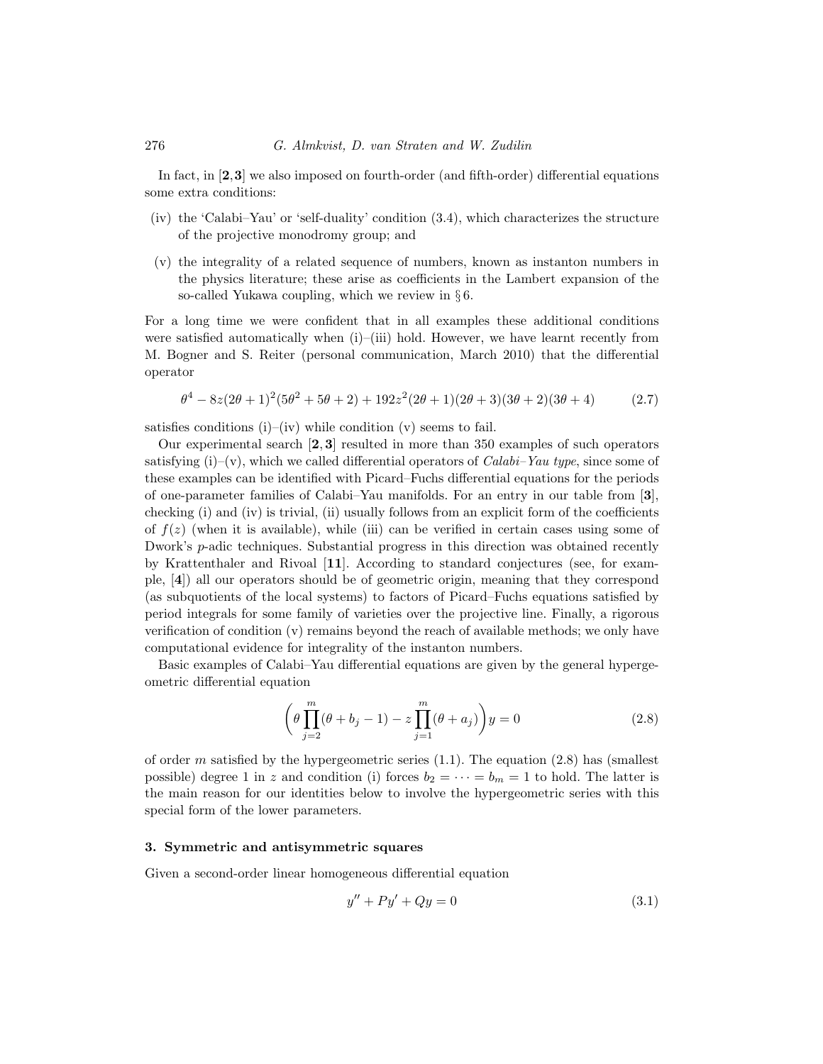In fact, in [**2**, **3**] we also imposed on fourth-order (and fifth-order) differential equations some extra conditions:

(iv) the 'Calabi–Yau' or 'self-duality' condition (3.4), which characterizes the structure of the projective monodromy group; and

(v) the integrality of a related sequence of numbers, known as instanton numbers in the physics literature; these arise as coefficients in the Lambert expansion of the so-called Yukawa coupling, which we review in § 6.

For a long time we were confident that in all examples these additional conditions were satisfied automatically when (i)–(iii) hold. However, we have learnt recently from M. Bogner and S. Reiter (personal communication, March 2010) that the differential operator

$$\theta^4 - 8z(2\theta+1)^2(5\theta^2+5\theta+2) + 192z^2(2\theta+1)(2\theta+3)(3\theta+2)(3\theta+4) \tag{2.7}$$

satisfies conditions (i)–(iv) while condition (v) seems to fail.

Our experimental search [**2**, **3**] resulted in more than 350 examples of such operators satisfying (i)–(v), which we called differential operators of *Calabi–Yau type*, since some of these examples can be identified with Picard–Fuchs differential equations for the periods of one-parameter families of Calabi–Yau manifolds. For an entry in our table from [**3**], checking (i) and (iv) is trivial, (ii) usually follows from an explicit form of the coefficients of $f(z)$ (when it is available), while (iii) can be verified in certain cases using some of Dwork's $p$-adic techniques. Substantial progress in this direction was obtained recently by Krattenthaler and Rivoal [**11**]. According to standard conjectures (see, for example, [**4**]) all our operators should be of geometric origin, meaning that they correspond (as subquotients of the local systems) to factors of Picard–Fuchs equations satisfied by period integrals for some family of varieties over the projective line. Finally, a rigorous verification of condition (v) remains beyond the reach of available methods; we only have computational evidence for integrality of the instanton numbers.

Basic examples of Calabi–Yau differential equations are given by the general hypergeometric differential equation

$$\biggl(\theta\prod_{j=2}^{m}(\theta+b_j-1) - z\prod_{j=1}^{m}(\theta+a_j)\biggr)y = 0 \tag{2.8}$$

of order $m$ satisfied by the hypergeometric series (1.1). The equation (2.8) has (smallest possible) degree 1 in $z$ and condition (i) forces $b_2 = \cdots = b_m = 1$ to hold. The latter is the main reason for our identities below to involve the hypergeometric series with this special form of the lower parameters.

## 3. Symmetric and antisymmetric squares

Given a second-order linear homogeneous differential equation

$$y'' + Py' + Qy = 0 \tag{3.1}$$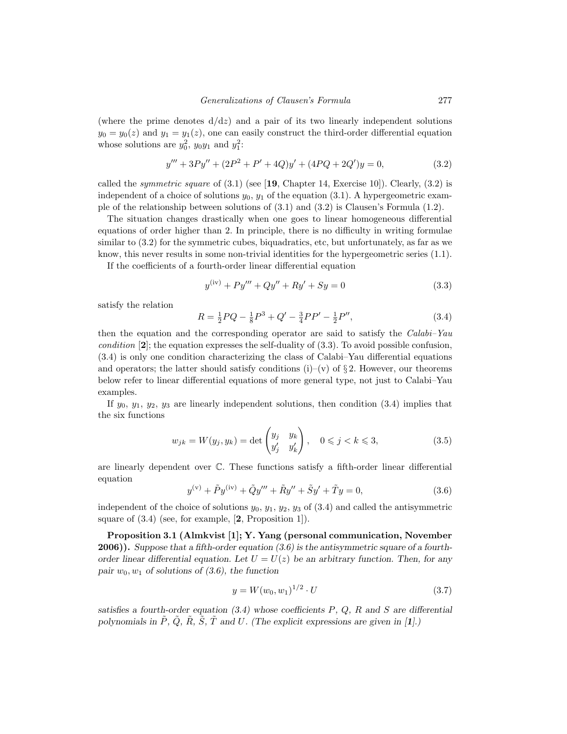(where the prime denotes $\mathrm{d}/\mathrm{d}z$) and a pair of its two linearly independent solutions $y_0 = y_0(z)$ and $y_1 = y_1(z)$, one can easily construct the third-order differential equation whose solutions are $y_0^2$, $y_0 y_1$ and $y_1^2$:

$$y''' + 3Py'' + (2P^2 + P' + 4Q)y' + (4PQ + 2Q')y = 0, \tag{3.2}$$

called the *symmetric square* of (3.1) (see [**19**, Chapter 14, Exercise 10]). Clearly, (3.2) is independent of a choice of solutions $y_0$, $y_1$ of the equation (3.1). A hypergeometric example of the relationship between solutions of (3.1) and (3.2) is Clausen's Formula (1.2).

The situation changes drastically when one goes to linear homogeneous differential equations of order higher than 2. In principle, there is no difficulty in writing formulae similar to (3.2) for the symmetric cubes, biquadratics, etc, but unfortunately, as far as we know, this never results in some non-trivial identities for the hypergeometric series (1.1).

If the coefficients of a fourth-order linear differential equation

$$y^{(\mathrm{iv})} + Py''' + Qy'' + Ry' + Sy = 0 \tag{3.3}$$

satisfy the relation

$$R = \tfrac{1}{2}PQ - \tfrac{1}{8}P^3 + Q' - \tfrac{3}{4}PP' - \tfrac{1}{2}P'', \tag{3.4}$$

then the equation and the corresponding operator are said to satisfy the *Calabi–Yau condition* [**2**]; the equation expresses the self-duality of (3.3). To avoid possible confusion, (3.4) is only one condition characterizing the class of Calabi–Yau differential equations and operators; the latter should satisfy conditions (i)–(v) of § 2. However, our theorems below refer to linear differential equations of more general type, not just to Calabi–Yau examples.

If $y_0$, $y_1$, $y_2$, $y_3$ are linearly independent solutions, then condition (3.4) implies that the six functions

$$w_{jk} = W(y_j, y_k) = \det\begin{pmatrix} y_j & y_k \\ y_j' & y_k' \end{pmatrix}, \quad 0 \leqslant j < k \leqslant 3, \tag{3.5}$$

are linearly dependent over $\mathbb{C}$. These functions satisfy a fifth-order linear differential equation

$$y^{(\mathrm{v})} + \tilde{P}y^{(\mathrm{iv})} + \tilde{Q}y''' + \tilde{R}y'' + \tilde{S}y' + \tilde{T}y = 0, \tag{3.6}$$

independent of the choice of solutions $y_0$, $y_1$, $y_2$, $y_3$ of (3.4) and called the antisymmetric square of (3.4) (see, for example, [**2**, Proposition 1]).

**Proposition 3.1 (Almkvist [1]; Y. Yang (personal communication, November 2006)).** *Suppose that a fifth-order equation (3.6) is the antisymmetric square of a fourth-order linear differential equation. Let $U = U(z)$ be an arbitrary function. Then, for any pair $w_0, w_1$ of solutions of (3.6), the function*

$$y = W(w_0, w_1)^{1/2} \cdot U \tag{3.7}$$

*satisfies a fourth-order equation (3.4) whose coefficients $P$, $Q$, $R$ and $S$ are differential polynomials in $\tilde{P}$, $\tilde{Q}$, $\tilde{R}$, $\tilde{S}$, $\tilde{T}$ and $U$. (The explicit expressions are given in [**1**].)*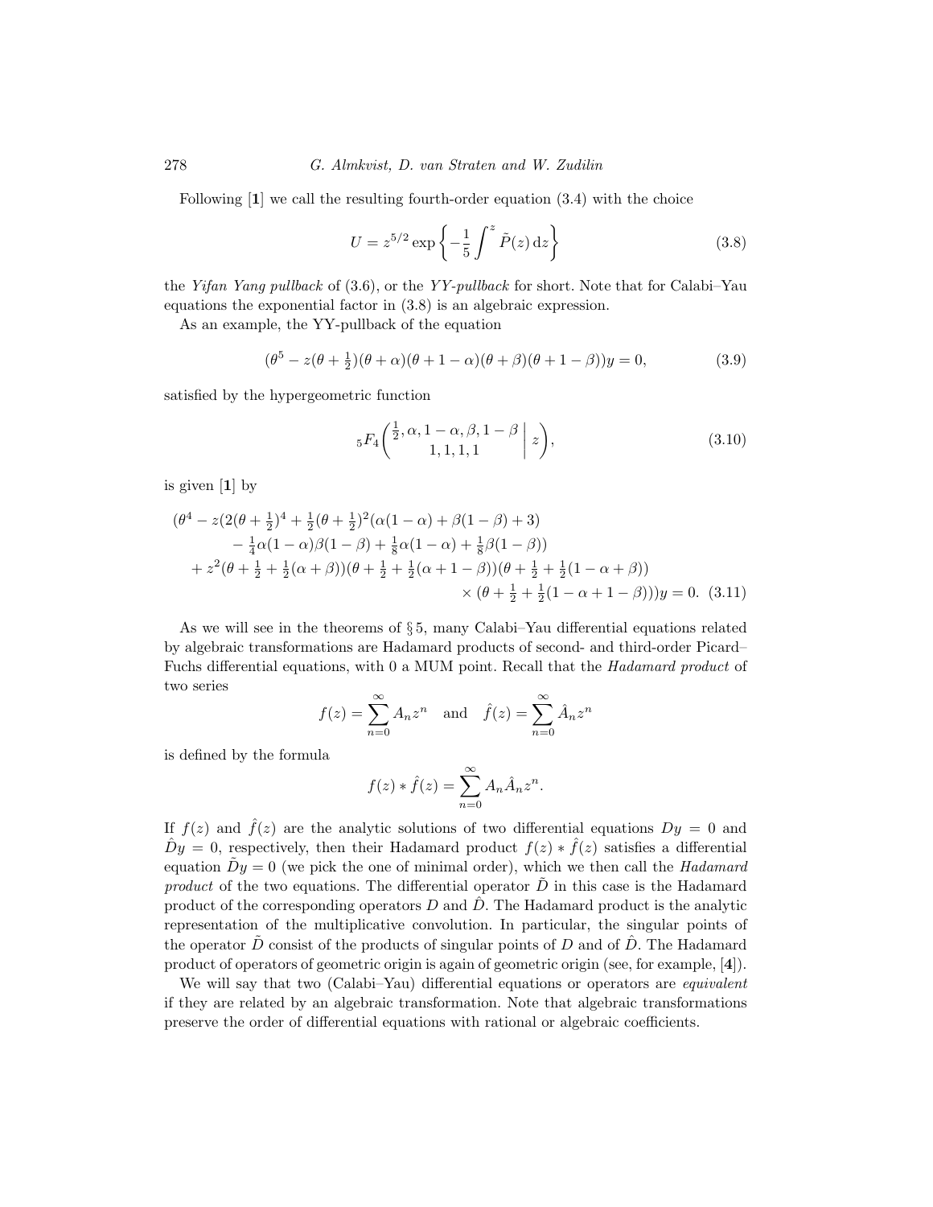Following [**1**] we call the resulting fourth-order equation (3.4) with the choice

$$U = z^{5/2} \exp\left\{-\frac{1}{5}\int^z \tilde{P}(z)\,\mathrm{d}z\right\} \tag{3.8}$$

the *Yifan Yang pullback* of (3.6), or the *YY-pullback* for short. Note that for Calabi–Yau equations the exponential factor in (3.8) is an algebraic expression.

As an example, the YY-pullback of the equation

$$(\theta^5 - z(\theta+\tfrac{1}{2})(\theta+\alpha)(\theta+1-\alpha)(\theta+\beta)(\theta+1-\beta))y = 0, \tag{3.9}$$

satisfied by the hypergeometric function

$${}_5F_4\left(\begin{matrix}\frac{1}{2}, \alpha, 1-\alpha, \beta, 1-\beta \\ 1, 1, 1, 1\end{matrix}\,\middle|\, z\right), \tag{3.10}$$

is given [**1**] by

$$\begin{aligned}(\theta^4 &- z(2(\theta+\tfrac{1}{2})^4 + \tfrac{1}{2}(\theta+\tfrac{1}{2})^2(\alpha(1-\alpha)+\beta(1-\beta)+3) \\ &\quad - \tfrac{1}{4}\alpha(1-\alpha)\beta(1-\beta) + \tfrac{1}{8}\alpha(1-\alpha) + \tfrac{1}{8}\beta(1-\beta)) \\ &+ z^2(\theta+\tfrac{1}{2}+\tfrac{1}{2}(\alpha+\beta))(\theta+\tfrac{1}{2}+\tfrac{1}{2}(\alpha+1-\beta))(\theta+\tfrac{1}{2}+\tfrac{1}{2}(1-\alpha+\beta)) \\ &\qquad \times (\theta+\tfrac{1}{2}+\tfrac{1}{2}(1-\alpha+1-\beta)))y = 0.\end{aligned} \tag{3.11}$$

As we will see in the theorems of § 5, many Calabi–Yau differential equations related by algebraic transformations are Hadamard products of second- and third-order Picard–Fuchs differential equations, with 0 a MUM point. Recall that the *Hadamard product* of two series

$$f(z) = \sum_{n=0}^{\infty} A_n z^n \quad \text{and} \quad \hat{f}(z) = \sum_{n=0}^{\infty} \hat{A}_n z^n$$

is defined by the formula

$$f(z) * \hat{f}(z) = \sum_{n=0}^{\infty} A_n \hat{A}_n z^n.$$

If $f(z)$ and $\hat{f}(z)$ are the analytic solutions of two differential equations $Dy = 0$ and $\hat{D}y = 0$, respectively, then their Hadamard product $f(z) * \hat{f}(z)$ satisfies a differential equation $\tilde{D}y = 0$ (we pick the one of minimal order), which we then call the *Hadamard product* of the two equations. The differential operator $\tilde{D}$ in this case is the Hadamard product of the corresponding operators $D$ and $\hat{D}$. The Hadamard product is the analytic representation of the multiplicative convolution. In particular, the singular points of the operator $\tilde{D}$ consist of the products of singular points of $D$ and of $\hat{D}$. The Hadamard product of operators of geometric origin is again of geometric origin (see, for example, [**4**]).

We will say that two (Calabi–Yau) differential equations or operators are *equivalent* if they are related by an algebraic transformation. Note that algebraic transformations preserve the order of differential equations with rational or algebraic coefficients.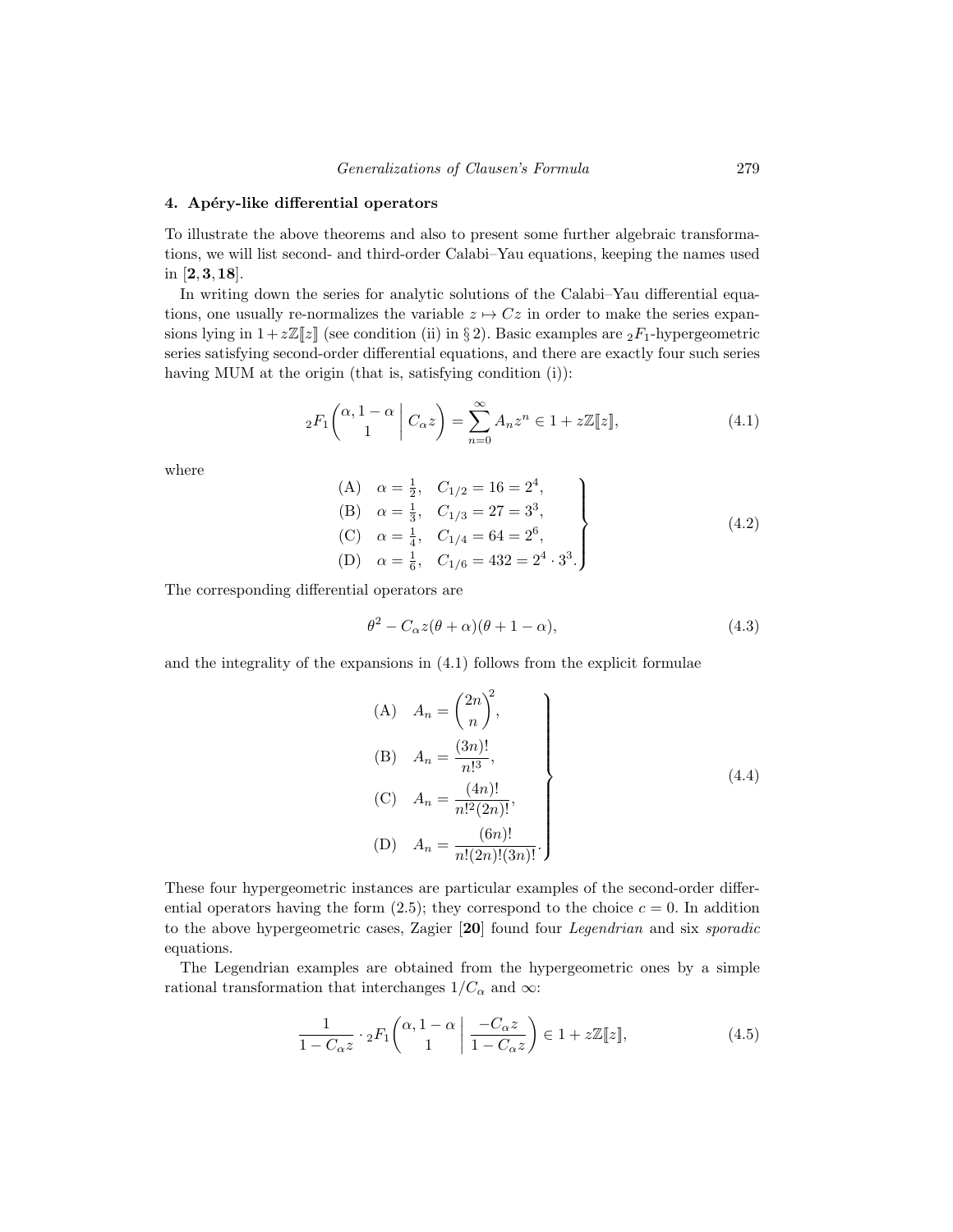## 4. Apéry-like differential operators

To illustrate the above theorems and also to present some further algebraic transformations, we will list second- and third-order Calabi–Yau equations, keeping the names used in [**2**, **3**, **18**].

In writing down the series for analytic solutions of the Calabi–Yau differential equations, one usually re-normalizes the variable $z \mapsto Cz$ in order to make the series expansions lying in $1 + z\mathbb{Z}[\![z]\!]$ (see condition (ii) in § 2). Basic examples are ${}_2F_1$-hypergeometric series satisfying second-order differential equations, and there are exactly four such series having MUM at the origin (that is, satisfying condition (i)):

$$
{}_2F_1\left(\begin{matrix}\alpha, 1-\alpha \\ 1\end{matrix} \,\middle|\, C_\alpha z\right) = \sum_{n=0}^{\infty} A_n z^n \in 1 + z\mathbb{Z}[\![z]\!], \tag{4.1}
$$

where

$$
\left.\begin{aligned}
&\text{(A)}\quad \alpha = \tfrac{1}{2}, \quad C_{1/2} = 16 = 2^4, \\
&\text{(B)}\quad \alpha = \tfrac{1}{3}, \quad C_{1/3} = 27 = 3^3, \\
&\text{(C)}\quad \alpha = \tfrac{1}{4}, \quad C_{1/4} = 64 = 2^6, \\
&\text{(D)}\quad \alpha = \tfrac{1}{6}, \quad C_{1/6} = 432 = 2^4 \cdot 3^3.
\end{aligned}\right\} \tag{4.2}
$$

The corresponding differential operators are

$$
\theta^2 - C_\alpha z(\theta + \alpha)(\theta + 1 - \alpha), \tag{4.3}
$$

and the integrality of the expansions in (4.1) follows from the explicit formulae

$$
\left.\begin{aligned}
&\text{(A)}\quad A_n = \binom{2n}{n}^2, \\
&\text{(B)}\quad A_n = \frac{(3n)!}{n!^3}, \\
&\text{(C)}\quad A_n = \frac{(4n)!}{n!^2(2n)!}, \\
&\text{(D)}\quad A_n = \frac{(6n)!}{n!(2n)!(3n)!}.
\end{aligned}\right\} \tag{4.4}
$$

These four hypergeometric instances are particular examples of the second-order differential operators having the form (2.5); they correspond to the choice $c = 0$. In addition to the above hypergeometric cases, Zagier [**20**] found four *Legendrian* and six *sporadic* equations.

The Legendrian examples are obtained from the hypergeometric ones by a simple rational transformation that interchanges $1/C_\alpha$ and $\infty$:

$$
\frac{1}{1 - C_\alpha z} \cdot {}_2F_1\left(\begin{matrix}\alpha, 1-\alpha \\ 1\end{matrix} \,\middle|\, \frac{-C_\alpha z}{1 - C_\alpha z}\right) \in 1 + z\mathbb{Z}[\![z]\!], \tag{4.5}
$$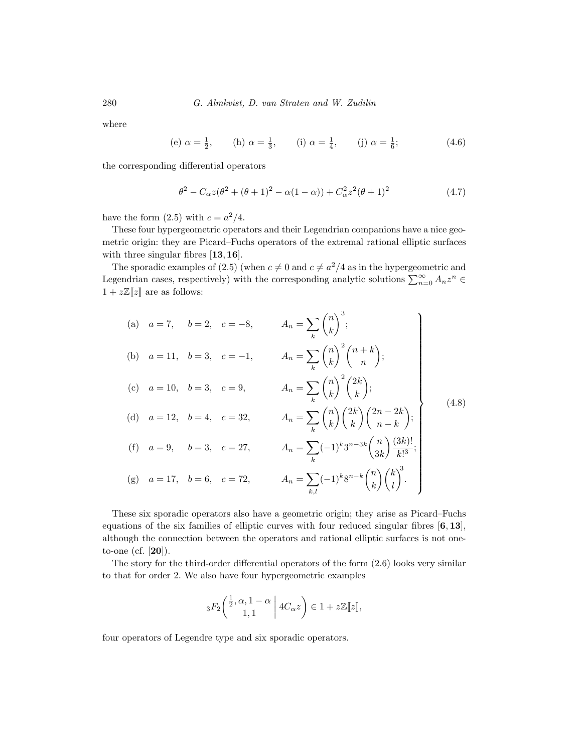where

$$\text{(e) } \alpha = \tfrac{1}{2}, \qquad \text{(h) } \alpha = \tfrac{1}{3}, \qquad \text{(i) } \alpha = \tfrac{1}{4}, \qquad \text{(j) } \alpha = \tfrac{1}{6}; \tag{4.6}$$

the corresponding differential operators

$$\theta^2 - C_\alpha z(\theta^2 + (\theta+1)^2 - \alpha(1-\alpha)) + C_\alpha^2 z^2(\theta+1)^2 \tag{4.7}$$

have the form (2.5) with $c = a^2/4$.

These four hypergeometric operators and their Legendrian companions have a nice geometric origin: they are Picard–Fuchs operators of the extremal rational elliptic surfaces with three singular fibres [**13**, **16**].

The sporadic examples of (2.5) (when $c \neq 0$ and $c \neq a^2/4$ as in the hypergeometric and Legendrian cases, respectively) with the corresponding analytic solutions $\sum_{n=0}^{\infty} A_n z^n \in 1 + z\mathbb{Z}[\![z]\!]$ are as follows:

$$\left.\begin{array}{lllll}
\text{(a)} & a=7, & b=2, & c=-8, & A_n = \displaystyle\sum_k \binom{n}{k}^3; \\[2ex]
\text{(b)} & a=11, & b=3, & c=-1, & A_n = \displaystyle\sum_k \binom{n}{k}^2 \binom{n+k}{n}; \\[2ex]
\text{(c)} & a=10, & b=3, & c=9, & A_n = \displaystyle\sum_k \binom{n}{k}^2 \binom{2k}{k}; \\[2ex]
\text{(d)} & a=12, & b=4, & c=32, & A_n = \displaystyle\sum_k \binom{n}{k}\binom{2k}{k}\binom{2n-2k}{n-k}; \\[2ex]
\text{(f)} & a=9, & b=3, & c=27, & A_n = \displaystyle\sum_k (-1)^k 3^{n-3k} \binom{n}{3k} \frac{(3k)!}{k!^3}; \\[2ex]
\text{(g)} & a=17, & b=6, & c=72, & A_n = \displaystyle\sum_{k,l} (-1)^k 8^{n-k} \binom{n}{k}\binom{k}{l}^3.
\end{array}\right\} \tag{4.8}$$

These six sporadic operators also have a geometric origin; they arise as Picard–Fuchs equations of the six families of elliptic curves with four reduced singular fibres [**6**, **13**], although the connection between the operators and rational elliptic surfaces is not one-to-one (cf. [**20**]).

The story for the third-order differential operators of the form (2.6) looks very similar to that for order 2. We also have four hypergeometric examples

$${}_3F_2\left(\begin{matrix} \frac{1}{2}, \alpha, 1-\alpha \\ 1, 1 \end{matrix} \,\middle|\, 4C_\alpha z\right) \in 1 + z\mathbb{Z}[\![z]\!],$$

four operators of Legendre type and six sporadic operators.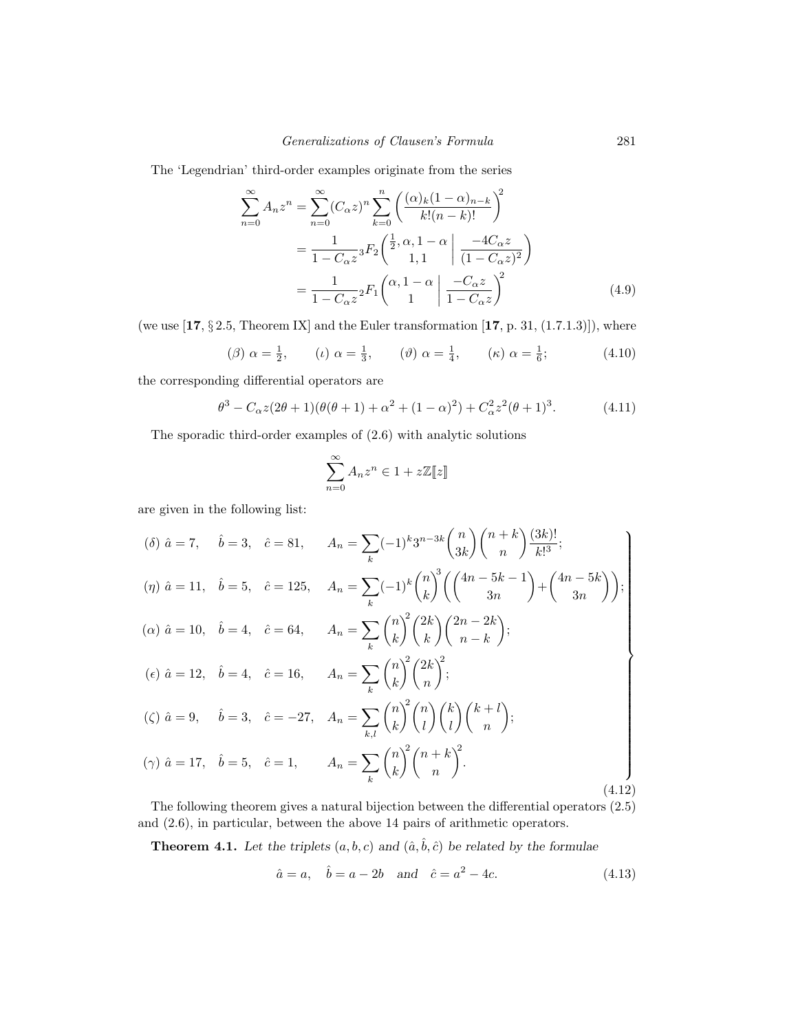The 'Legendrian' third-order examples originate from the series

$$
\begin{aligned}
\sum_{n=0}^{\infty} A_n z^n &= \sum_{n=0}^{\infty} (C_\alpha z)^n \sum_{k=0}^{n} \left( \frac{(\alpha)_k (1-\alpha)_{n-k}}{k!(n-k)!} \right)^2 \\
&= \frac{1}{1 - C_\alpha z} {}_3F_2\left( \left. \begin{matrix} \frac{1}{2}, \alpha, 1-\alpha \\ 1, 1 \end{matrix} \right| \frac{-4C_\alpha z}{(1 - C_\alpha z)^2} \right) \\
&= \frac{1}{1 - C_\alpha z} {}_2F_1\left( \left. \begin{matrix} \alpha, 1-\alpha \\ 1 \end{matrix} \right| \frac{-C_\alpha z}{1 - C_\alpha z} \right)^2
\end{aligned} \tag{4.9}
$$

(we use [**17**, § 2.5, Theorem IX] and the Euler transformation [**17**, p. 31, (1.7.1.3)]), where

$$
(\beta)\ \alpha = \tfrac{1}{2}, \qquad (\iota)\ \alpha = \tfrac{1}{3}, \qquad (\vartheta)\ \alpha = \tfrac{1}{4}, \qquad (\kappa)\ \alpha = \tfrac{1}{6}; \tag{4.10}
$$

the corresponding differential operators are

$$
\theta^3 - C_\alpha z(2\theta + 1)(\theta(\theta + 1) + \alpha^2 + (1-\alpha)^2) + C_\alpha^2 z^2 (\theta + 1)^3. \tag{4.11}
$$

The sporadic third-order examples of (2.6) with analytic solutions

$$
\sum_{n=0}^{\infty} A_n z^n \in 1 + z\mathbb{Z}[\![z]\!]
$$

are given in the following list:

$$
\left.
\begin{aligned}
&(\delta)\ \hat{a} = 7, \quad \hat{b} = 3, \quad \hat{c} = 81, \qquad A_n = \sum_k (-1)^k 3^{n-3k} \binom{n}{3k} \binom{n+k}{n} \frac{(3k)!}{k!^3}; \\
&(\eta)\ \hat{a} = 11, \quad \hat{b} = 5, \quad \hat{c} = 125, \quad A_n = \sum_k (-1)^k \binom{n}{k}^3 \left( \binom{4n-5k-1}{3n} + \binom{4n-5k}{3n} \right); \\
&(\alpha)\ \hat{a} = 10, \quad \hat{b} = 4, \quad \hat{c} = 64, \qquad A_n = \sum_k \binom{n}{k}^2 \binom{2k}{k} \binom{2n-2k}{n-k}; \\
&(\epsilon)\ \hat{a} = 12, \quad \hat{b} = 4, \quad \hat{c} = 16, \qquad A_n = \sum_k \binom{n}{k}^2 \binom{2k}{n}^2; \\
&(\zeta)\ \hat{a} = 9, \quad \hat{b} = 3, \quad \hat{c} = -27, \quad A_n = \sum_{k,l} \binom{n}{k}^2 \binom{n}{l} \binom{k}{l} \binom{k+l}{n}; \\
&(\gamma)\ \hat{a} = 17, \quad \hat{b} = 5, \quad \hat{c} = 1, \qquad A_n = \sum_k \binom{n}{k}^2 \binom{n+k}{n}^2.
\end{aligned}
\right\} \tag{4.12}
$$

The following theorem gives a natural bijection between the differential operators (2.5) and (2.6), in particular, between the above 14 pairs of arithmetic operators.

**Theorem 4.1.** *Let the triplets $(a, b, c)$ and $(\hat{a}, \hat{b}, \hat{c})$ be related by the formulae*

$$
\hat{a} = a, \quad \hat{b} = a - 2b \quad \text{and} \quad \hat{c} = a^2 - 4c. \tag{4.13}
$$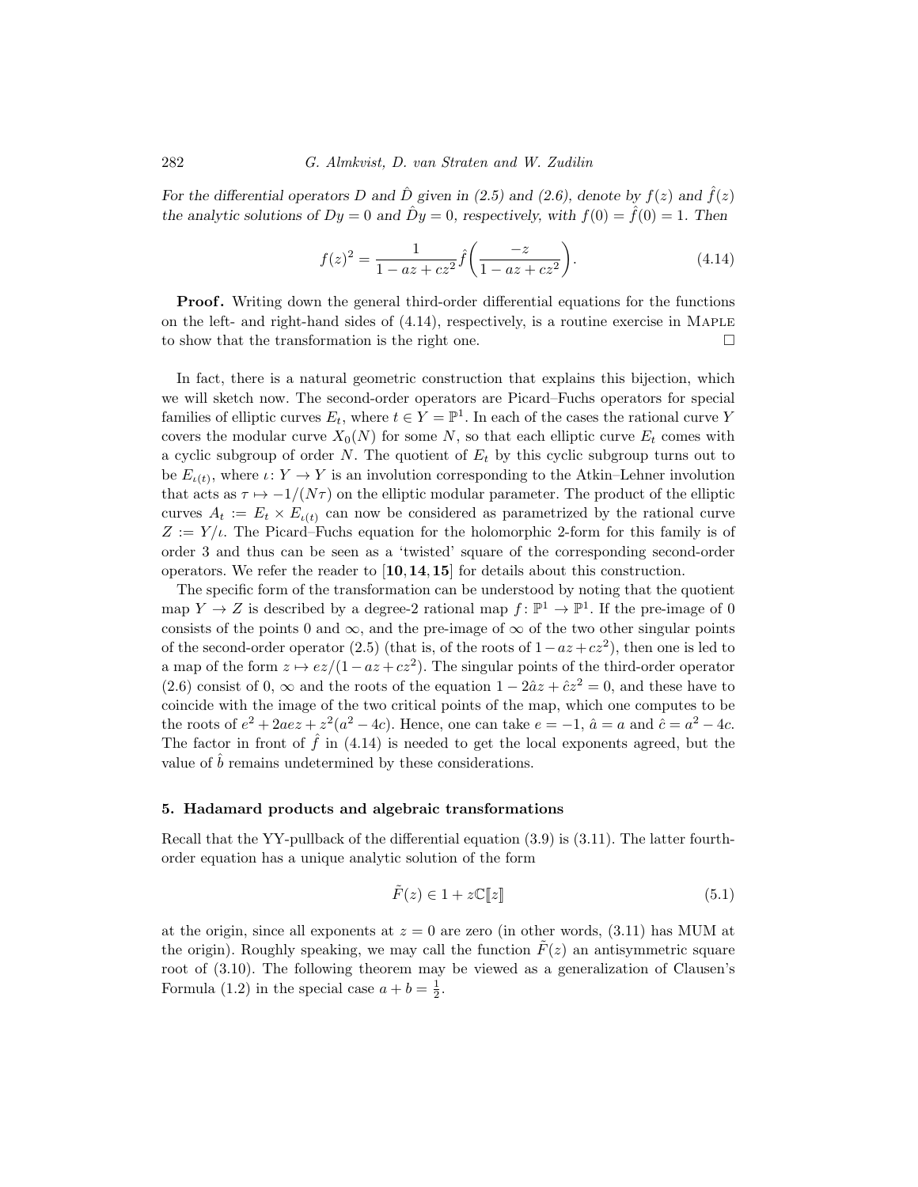*For the differential operators $D$ and $\hat{D}$ given in (2.5) and (2.6), denote by $f(z)$ and $\hat{f}(z)$ the analytic solutions of $Dy = 0$ and $\hat{D}y = 0$, respectively, with $f(0) = \hat{f}(0) = 1$. Then*

$$f(z)^2 = \frac{1}{1 - az + cz^2} \hat{f}\left(\frac{-z}{1 - az + cz^2}\right). \tag{4.14}$$

**Proof.** Writing down the general third-order differential equations for the functions on the left- and right-hand sides of (4.14), respectively, is a routine exercise in Maple to show that the transformation is the right one. $\square$

In fact, there is a natural geometric construction that explains this bijection, which we will sketch now. The second-order operators are Picard–Fuchs operators for special families of elliptic curves $E_t$, where $t \in Y = \mathbb{P}^1$. In each of the cases the rational curve $Y$ covers the modular curve $X_0(N)$ for some $N$, so that each elliptic curve $E_t$ comes with a cyclic subgroup of order $N$. The quotient of $E_t$ by this cyclic subgroup turns out to be $E_{\iota(t)}$, where $\iota\colon Y \to Y$ is an involution corresponding to the Atkin–Lehner involution that acts as $\tau \mapsto -1/(N\tau)$ on the elliptic modular parameter. The product of the elliptic curves $A_t := E_t \times E_{\iota(t)}$ can now be considered as parametrized by the rational curve $Z := Y/\iota$. The Picard–Fuchs equation for the holomorphic 2-form for this family is of order 3 and thus can be seen as a 'twisted' square of the corresponding second-order operators. We refer the reader to [**10, 14, 15**] for details about this construction.

The specific form of the transformation can be understood by noting that the quotient map $Y \to Z$ is described by a degree-2 rational map $f\colon \mathbb{P}^1 \to \mathbb{P}^1$. If the pre-image of 0 consists of the points 0 and $\infty$, and the pre-image of $\infty$ of the two other singular points of the second-order operator (2.5) (that is, of the roots of $1 - az + cz^2$), then one is led to a map of the form $z \mapsto ez/(1 - az + cz^2)$. The singular points of the third-order operator (2.6) consist of 0, $\infty$ and the roots of the equation $1 - 2\hat{a}z + \hat{c}z^2 = 0$, and these have to coincide with the image of the two critical points of the map, which one computes to be the roots of $e^2 + 2aez + z^2(a^2 - 4c)$. Hence, one can take $e = -1$, $\hat{a} = a$ and $\hat{c} = a^2 - 4c$. The factor in front of $\hat{f}$ in (4.14) is needed to get the local exponents agreed, but the value of $\hat{b}$ remains undetermined by these considerations.

## 5. Hadamard products and algebraic transformations

Recall that the YY-pullback of the differential equation (3.9) is (3.11). The latter fourth-order equation has a unique analytic solution of the form

$$\tilde{F}(z) \in 1 + z\mathbb{C}[\![z]\!] \tag{5.1}$$

at the origin, since all exponents at $z = 0$ are zero (in other words, (3.11) has MUM at the origin). Roughly speaking, we may call the function $\tilde{F}(z)$ an antisymmetric square root of (3.10). The following theorem may be viewed as a generalization of Clausen's Formula (1.2) in the special case $a + b = \frac{1}{2}$.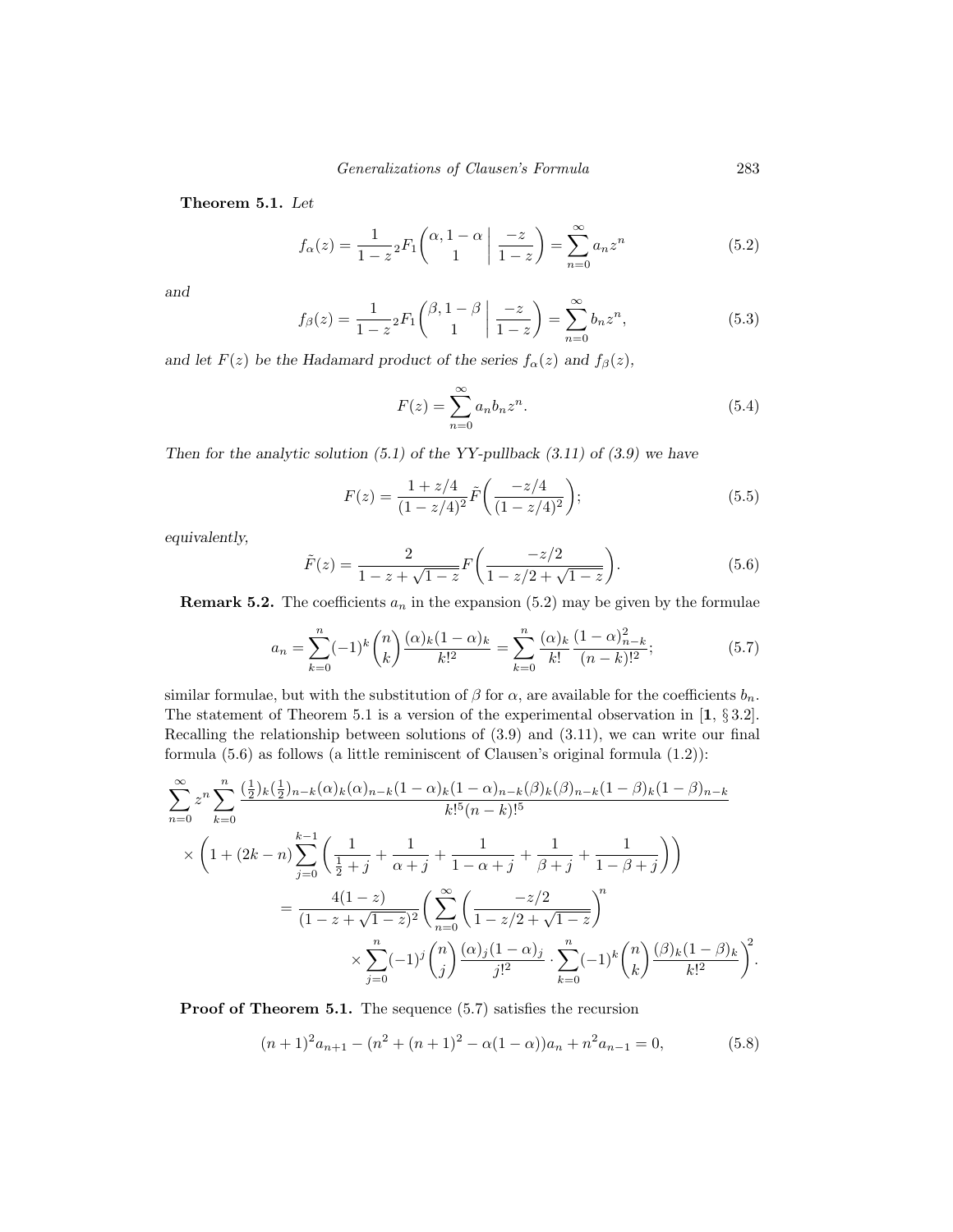**Theorem 5.1.** *Let*

$$f_\alpha(z) = \frac{1}{1-z}\,{}_2F_1\biggl(\begin{matrix}\alpha, 1-\alpha\\ 1\end{matrix}\biggm| \frac{-z}{1-z}\biggr) = \sum_{n=0}^\infty a_n z^n \tag{5.2}$$

*and*

$$f_\beta(z) = \frac{1}{1-z}\,{}_2F_1\biggl(\begin{matrix}\beta, 1-\beta\\ 1\end{matrix}\biggm| \frac{-z}{1-z}\biggr) = \sum_{n=0}^\infty b_n z^n, \tag{5.3}$$

*and let $F(z)$ be the Hadamard product of the series $f_\alpha(z)$ and $f_\beta(z)$,*

$$F(z) = \sum_{n=0}^\infty a_n b_n z^n. \tag{5.4}$$

*Then for the analytic solution (5.1) of the YY-pullback (3.11) of (3.9) we have*

$$F(z) = \frac{1+z/4}{(1-z/4)^2}\tilde{F}\biggl(\frac{-z/4}{(1-z/4)^2}\biggr); \tag{5.5}$$

*equivalently,*

$$\tilde{F}(z) = \frac{2}{1-z+\sqrt{1-z}}F\biggl(\frac{-z/2}{1-z/2+\sqrt{1-z}}\biggr). \tag{5.6}$$

**Remark 5.2.** The coefficients $a_n$ in the expansion (5.2) may be given by the formulae

$$a_n = \sum_{k=0}^n (-1)^k \binom{n}{k}\frac{(\alpha)_k(1-\alpha)_k}{k!^2} = \sum_{k=0}^n \frac{(\alpha)_k}{k!}\frac{(1-\alpha)_{n-k}^2}{(n-k)!^2}; \tag{5.7}$$

similar formulae, but with the substitution of $\beta$ for $\alpha$, are available for the coefficients $b_n$. The statement of Theorem 5.1 is a version of the experimental observation in [**1**, § 3.2]. Recalling the relationship between solutions of (3.9) and (3.11), we can write our final formula (5.6) as follows (a little reminiscent of Clausen's original formula (1.2)):

$$\begin{aligned}
&\sum_{n=0}^\infty z^n \sum_{k=0}^n \frac{(\frac12)_k(\frac12)_{n-k}(\alpha)_k(\alpha)_{n-k}(1-\alpha)_k(1-\alpha)_{n-k}(\beta)_k(\beta)_{n-k}(1-\beta)_k(1-\beta)_{n-k}}{k!^5(n-k)!^5}\\
&\quad\times\biggl(1+(2k-n)\sum_{j=0}^{k-1}\biggl(\frac{1}{\frac12+j}+\frac{1}{\alpha+j}+\frac{1}{1-\alpha+j}+\frac{1}{\beta+j}+\frac{1}{1-\beta+j}\biggr)\biggr)\\
&\qquad = \frac{4(1-z)}{(1-z+\sqrt{1-z})^2}\biggl(\sum_{n=0}^\infty\biggl(\frac{-z/2}{1-z/2+\sqrt{1-z}}\biggr)^n\\
&\qquad\qquad\times\sum_{j=0}^n(-1)^j\binom{n}{j}\frac{(\alpha)_j(1-\alpha)_j}{j!^2}\cdot\sum_{k=0}^n(-1)^k\binom{n}{k}\frac{(\beta)_k(1-\beta)_k}{k!^2}\biggr)^2.
\end{aligned}$$

**Proof of Theorem 5.1.** The sequence (5.7) satisfies the recursion

$$(n+1)^2a_{n+1} - (n^2+(n+1)^2-\alpha(1-\alpha))a_n + n^2a_{n-1} = 0, \tag{5.8}$$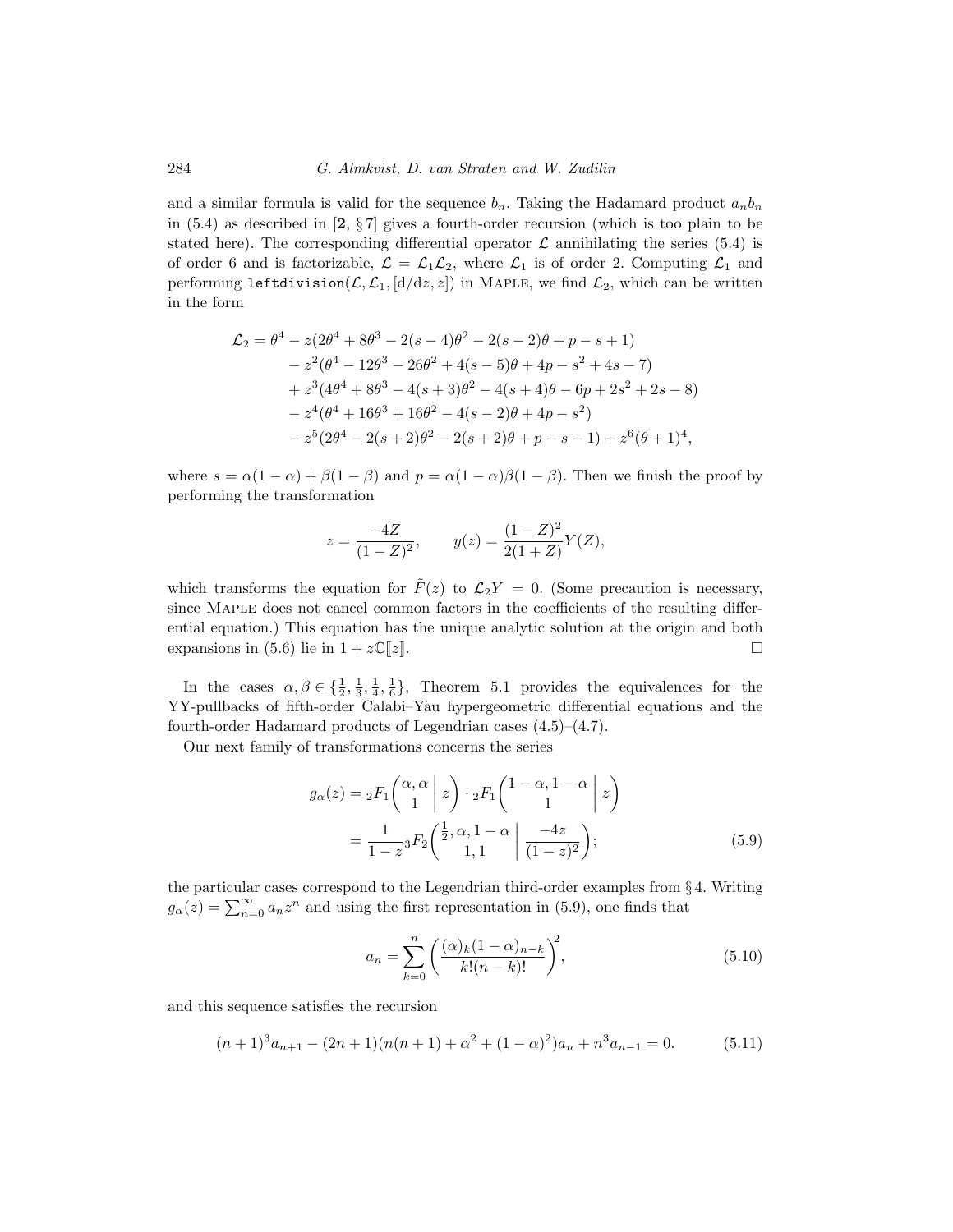and a similar formula is valid for the sequence $b_n$. Taking the Hadamard product $a_n b_n$ in (5.4) as described in [**2**, § 7] gives a fourth-order recursion (which is too plain to be stated here). The corresponding differential operator $\mathcal{L}$ annihilating the series (5.4) is of order 6 and is factorizable, $\mathcal{L} = \mathcal{L}_1 \mathcal{L}_2$, where $\mathcal{L}_1$ is of order 2. Computing $\mathcal{L}_1$ and performing `leftdivision`$(\mathcal{L}, \mathcal{L}_1, [\mathrm{d}/\mathrm{d}z, z])$ in Maple, we find $\mathcal{L}_2$, which can be written in the form

$$
\begin{aligned}
\mathcal{L}_2 = \theta^4 &- z(2\theta^4 + 8\theta^3 - 2(s-4)\theta^2 - 2(s-2)\theta + p - s + 1) \\
&- z^2(\theta^4 - 12\theta^3 - 26\theta^2 + 4(s-5)\theta + 4p - s^2 + 4s - 7) \\
&+ z^3(4\theta^4 + 8\theta^3 - 4(s+3)\theta^2 - 4(s+4)\theta - 6p + 2s^2 + 2s - 8) \\
&- z^4(\theta^4 + 16\theta^3 + 16\theta^2 - 4(s-2)\theta + 4p - s^2) \\
&- z^5(2\theta^4 - 2(s+2)\theta^2 - 2(s+2)\theta + p - s - 1) + z^6(\theta+1)^4,
\end{aligned}
$$

where $s = \alpha(1-\alpha) + \beta(1-\beta)$ and $p = \alpha(1-\alpha)\beta(1-\beta)$. Then we finish the proof by performing the transformation

$$
z = \frac{-4Z}{(1-Z)^2}, \qquad y(z) = \frac{(1-Z)^2}{2(1+Z)} Y(Z),
$$

which transforms the equation for $\tilde{F}(z)$ to $\mathcal{L}_2 Y = 0$. (Some precaution is necessary, since Maple does not cancel common factors in the coefficients of the resulting differential equation.) This equation has the unique analytic solution at the origin and both expansions in (5.6) lie in $1 + z\mathbb{C}[\![z]\!]$. $\square$

In the cases $\alpha, \beta \in \{\frac{1}{2}, \frac{1}{3}, \frac{1}{4}, \frac{1}{6}\}$, Theorem 5.1 provides the equivalences for the YY-pullbacks of fifth-order Calabi–Yau hypergeometric differential equations and the fourth-order Hadamard products of Legendrian cases (4.5)–(4.7).

Our next family of transformations concerns the series

$$
\begin{aligned}
g_\alpha(z) &= {}_2F_1\left(\begin{matrix}\alpha, \alpha \\ 1\end{matrix} \,\middle|\, z\right) \cdot {}_2F_1\left(\begin{matrix}1-\alpha, 1-\alpha \\ 1\end{matrix} \,\middle|\, z\right) \\
&= \frac{1}{1-z}\, {}_3F_2\left(\begin{matrix}\frac{1}{2}, \alpha, 1-\alpha \\ 1, 1\end{matrix} \,\middle|\, \frac{-4z}{(1-z)^2}\right);
\end{aligned}
\tag{5.9}
$$

the particular cases correspond to the Legendrian third-order examples from § 4. Writing $g_\alpha(z) = \sum_{n=0}^{\infty} a_n z^n$ and using the first representation in (5.9), one finds that

$$
a_n = \sum_{k=0}^{n} \left(\frac{(\alpha)_k (1-\alpha)_{n-k}}{k!(n-k)!}\right)^2,
\tag{5.10}
$$

and this sequence satisfies the recursion

$$
(n+1)^3 a_{n+1} - (2n+1)(n(n+1) + \alpha^2 + (1-\alpha)^2) a_n + n^3 a_{n-1} = 0.
\tag{5.11}
$$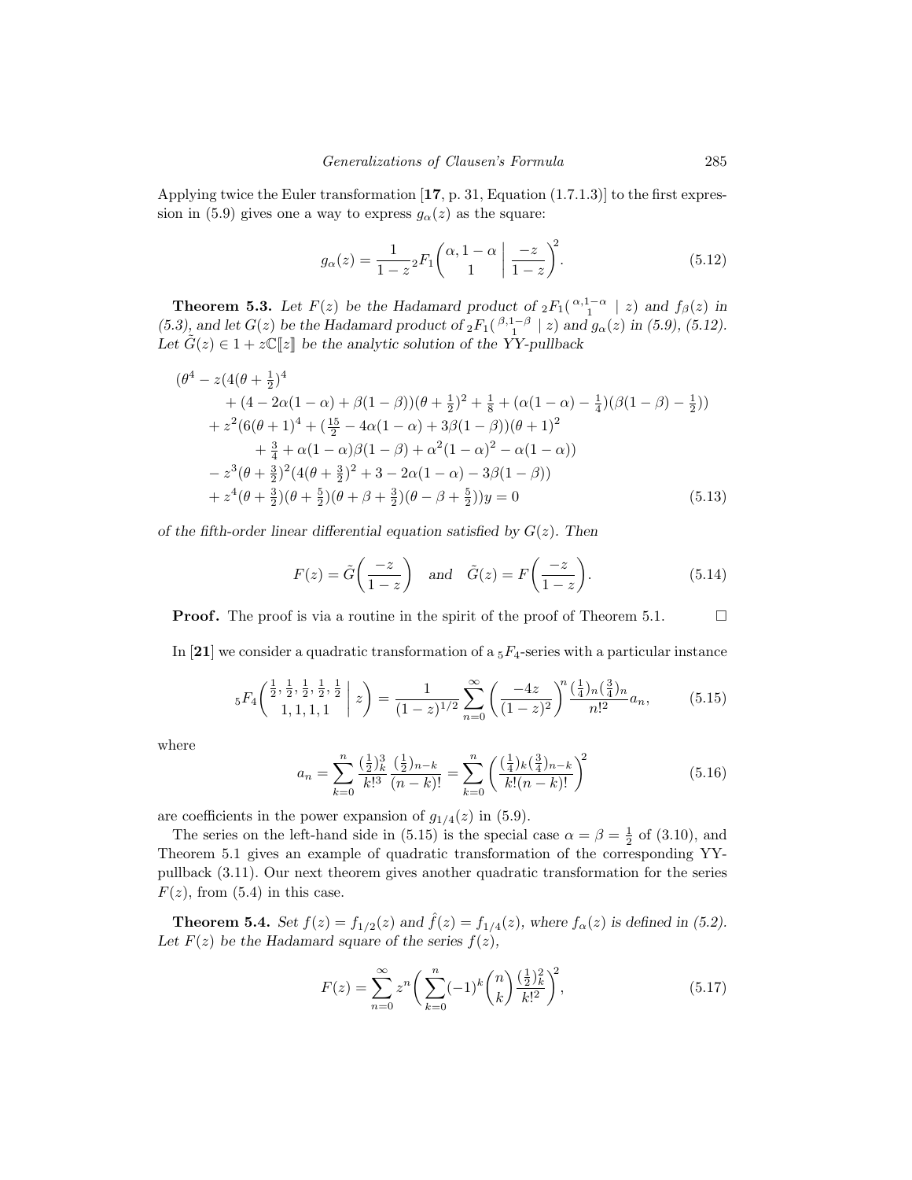Applying twice the Euler transformation [**17**, p. 31, Equation (1.7.1.3)] to the first expression in (5.9) gives one a way to express $g_\alpha(z)$ as the square:

$$g_\alpha(z) = \frac{1}{1-z}\,{}_2F_1\left(\begin{matrix}\alpha, 1-\alpha\\ 1\end{matrix}\;\middle|\; \frac{-z}{1-z}\right)^2. \tag{5.12}$$

**Theorem 5.3.** *Let $F(z)$ be the Hadamard product of ${}_2F_1\left(\begin{smallmatrix}\alpha,1-\alpha\\ 1\end{smallmatrix} \mid z\right)$ and $f_\beta(z)$ in (5.3), and let $G(z)$ be the Hadamard product of ${}_2F_1\left(\begin{smallmatrix}\beta,1-\beta\\ 1\end{smallmatrix} \mid z\right)$ and $g_\alpha(z)$ in (5.9), (5.12). Let $\tilde{G}(z) \in 1 + z\mathbb{C}[\![z]\!]$ be the analytic solution of the YY-pullback*

$$\begin{aligned}
&(\theta^4 - z(4(\theta+\tfrac{1}{2})^4 \\
&\qquad + (4 - 2\alpha(1-\alpha) + \beta(1-\beta))(\theta+\tfrac{1}{2})^2 + \tfrac{1}{8} + (\alpha(1-\alpha) - \tfrac{1}{4})(\beta(1-\beta) - \tfrac{1}{2})) \\
&\quad + z^2(6(\theta+1)^4 + (\tfrac{15}{2} - 4\alpha(1-\alpha) + 3\beta(1-\beta))(\theta+1)^2 \\
&\qquad + \tfrac{3}{4} + \alpha(1-\alpha)\beta(1-\beta) + \alpha^2(1-\alpha)^2 - \alpha(1-\alpha)) \\
&\quad - z^3(\theta+\tfrac{3}{2})^2(4(\theta+\tfrac{3}{2})^2 + 3 - 2\alpha(1-\alpha) - 3\beta(1-\beta)) \\
&\quad + z^4(\theta+\tfrac{3}{2})(\theta+\tfrac{5}{2})(\theta+\beta+\tfrac{3}{2})(\theta-\beta+\tfrac{5}{2}))y = 0
\end{aligned} \tag{5.13}$$

*of the fifth-order linear differential equation satisfied by $G(z)$. Then*

$$F(z) = \tilde{G}\left(\frac{-z}{1-z}\right) \quad \textit{and} \quad \tilde{G}(z) = F\left(\frac{-z}{1-z}\right). \tag{5.14}$$

**Proof.** The proof is via a routine in the spirit of the proof of Theorem 5.1. $\square$

In [**21**] we consider a quadratic transformation of a ${}_5F_4$-series with a particular instance

$${}_5F_4\left(\begin{matrix}\frac{1}{2}, \frac{1}{2}, \frac{1}{2}, \frac{1}{2}, \frac{1}{2}\\ 1, 1, 1, 1\end{matrix}\;\middle|\; z\right) = \frac{1}{(1-z)^{1/2}} \sum_{n=0}^{\infty} \left(\frac{-4z}{(1-z)^2}\right)^n \frac{(\frac{1}{4})_n(\frac{3}{4})_n}{n!^2} a_n, \tag{5.15}$$

where

$$a_n = \sum_{k=0}^{n} \frac{(\frac{1}{2})_k^3}{k!^3} \frac{(\frac{1}{2})_{n-k}}{(n-k)!} = \sum_{k=0}^{n} \left(\frac{(\frac{1}{4})_k(\frac{3}{4})_{n-k}}{k!(n-k)!}\right)^2 \tag{5.16}$$

are coefficients in the power expansion of $g_{1/4}(z)$ in (5.9).

The series on the left-hand side in (5.15) is the special case $\alpha = \beta = \frac{1}{2}$ of (3.10), and Theorem 5.1 gives an example of quadratic transformation of the corresponding YY-pullback (3.11). Our next theorem gives another quadratic transformation for the series $F(z)$, from (5.4) in this case.

**Theorem 5.4.** *Set $f(z) = f_{1/2}(z)$ and $\hat{f}(z) = f_{1/4}(z)$, where $f_\alpha(z)$ is defined in (5.2). Let $F(z)$ be the Hadamard square of the series $f(z)$,*

$$F(z) = \sum_{n=0}^{\infty} z^n \left(\sum_{k=0}^{n} (-1)^k \binom{n}{k} \frac{(\frac{1}{2})_k^2}{k!^2}\right)^2, \tag{5.17}$$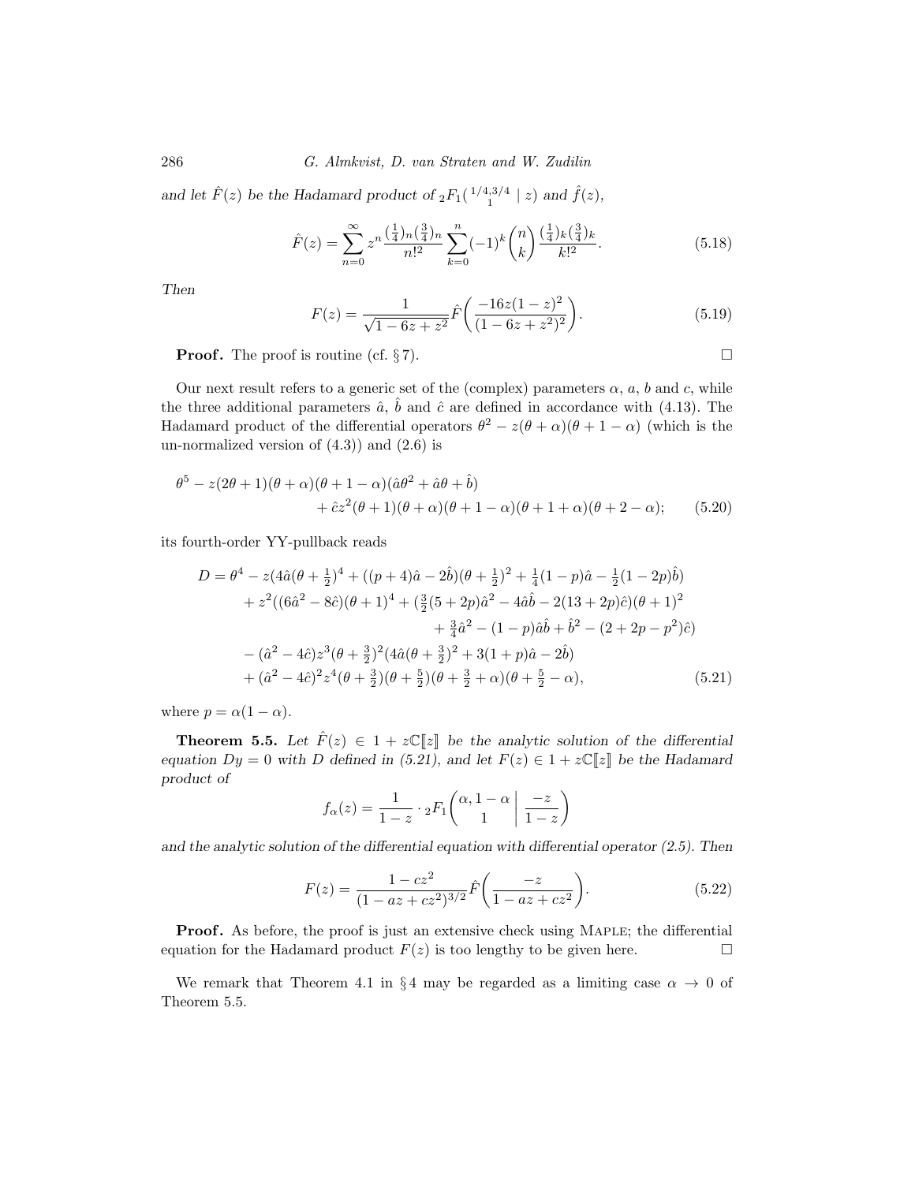*and let $\hat{F}(z)$ be the Hadamard product of ${}_2F_1\left({1/4,3/4 \atop 1} \,\middle|\, z\right)$ and $\hat{f}(z)$,*

$$\hat{F}(z) = \sum_{n=0}^{\infty} z^n \frac{(\frac{1}{4})_n(\frac{3}{4})_n}{n!^2} \sum_{k=0}^{n} (-1)^k \binom{n}{k} \frac{(\frac{1}{4})_k(\frac{3}{4})_k}{k!^2}. \tag{5.18}$$

*Then*

$$F(z) = \frac{1}{\sqrt{1-6z+z^2}} \hat{F}\left(\frac{-16z(1-z)^2}{(1-6z+z^2)^2}\right). \tag{5.19}$$

**Proof.** The proof is routine (cf. § 7). □

Our next result refers to a generic set of the (complex) parameters $\alpha$, $a$, $b$ and $c$, while the three additional parameters $\hat{a}$, $\hat{b}$ and $\hat{c}$ are defined in accordance with (4.13). The Hadamard product of the differential operators $\theta^2 - z(\theta+\alpha)(\theta+1-\alpha)$ (which is the un-normalized version of (4.3)) and (2.6) is

$$\begin{aligned}\theta^5 - z(2\theta+1)(\theta+\alpha)(\theta+1-\alpha)(\hat{a}\theta^2 + \hat{a}\theta + \hat{b}) \\ + \hat{c}z^2(\theta+1)(\theta+\alpha)(\theta+1-\alpha)(\theta+1+\alpha)(\theta+2-\alpha);\end{aligned} \tag{5.20}$$

its fourth-order YY-pullback reads

$$\begin{aligned}D = \theta^4 &- z(4\hat{a}(\theta+\tfrac{1}{2})^4 + ((p+4)\hat{a} - 2\hat{b})(\theta+\tfrac{1}{2})^2 + \tfrac{1}{4}(1-p)\hat{a} - \tfrac{1}{2}(1-2p)\hat{b}) \\ &+ z^2((6\hat{a}^2 - 8\hat{c})(\theta+1)^4 + (\tfrac{3}{2}(5+2p)\hat{a}^2 - 4\hat{a}\hat{b} - 2(13+2p)\hat{c})(\theta+1)^2 \\ &\qquad + \tfrac{3}{4}\hat{a}^2 - (1-p)\hat{a}\hat{b} + \hat{b}^2 - (2+2p-p^2)\hat{c}) \\ &- (\hat{a}^2 - 4\hat{c})z^3(\theta+\tfrac{3}{2})^2(4\hat{a}(\theta+\tfrac{3}{2})^2 + 3(1+p)\hat{a} - 2\hat{b}) \\ &+ (\hat{a}^2 - 4\hat{c})^2 z^4(\theta+\tfrac{3}{2})(\theta+\tfrac{5}{2})(\theta+\tfrac{3}{2}+\alpha)(\theta+\tfrac{5}{2}-\alpha),\end{aligned} \tag{5.21}$$

where $p = \alpha(1-\alpha)$.

**Theorem 5.5.** *Let $\hat{F}(z) \in 1 + z\mathbb{C}[\![z]\!]$ be the analytic solution of the differential equation $Dy = 0$ with $D$ defined in (5.21), and let $F(z) \in 1 + z\mathbb{C}[\![z]\!]$ be the Hadamard product of*

$$f_\alpha(z) = \frac{1}{1-z} \cdot {}_2F_1\left({\alpha, 1-\alpha \atop 1} \,\middle|\, \frac{-z}{1-z}\right)$$

*and the analytic solution of the differential equation with differential operator (2.5). Then*

$$F(z) = \frac{1-cz^2}{(1-az+cz^2)^{3/2}} \hat{F}\left(\frac{-z}{1-az+cz^2}\right). \tag{5.22}$$

**Proof.** As before, the proof is just an extensive check using Maple; the differential equation for the Hadamard product $F(z)$ is too lengthy to be given here. □

We remark that Theorem 4.1 in § 4 may be regarded as a limiting case $\alpha \to 0$ of Theorem 5.5.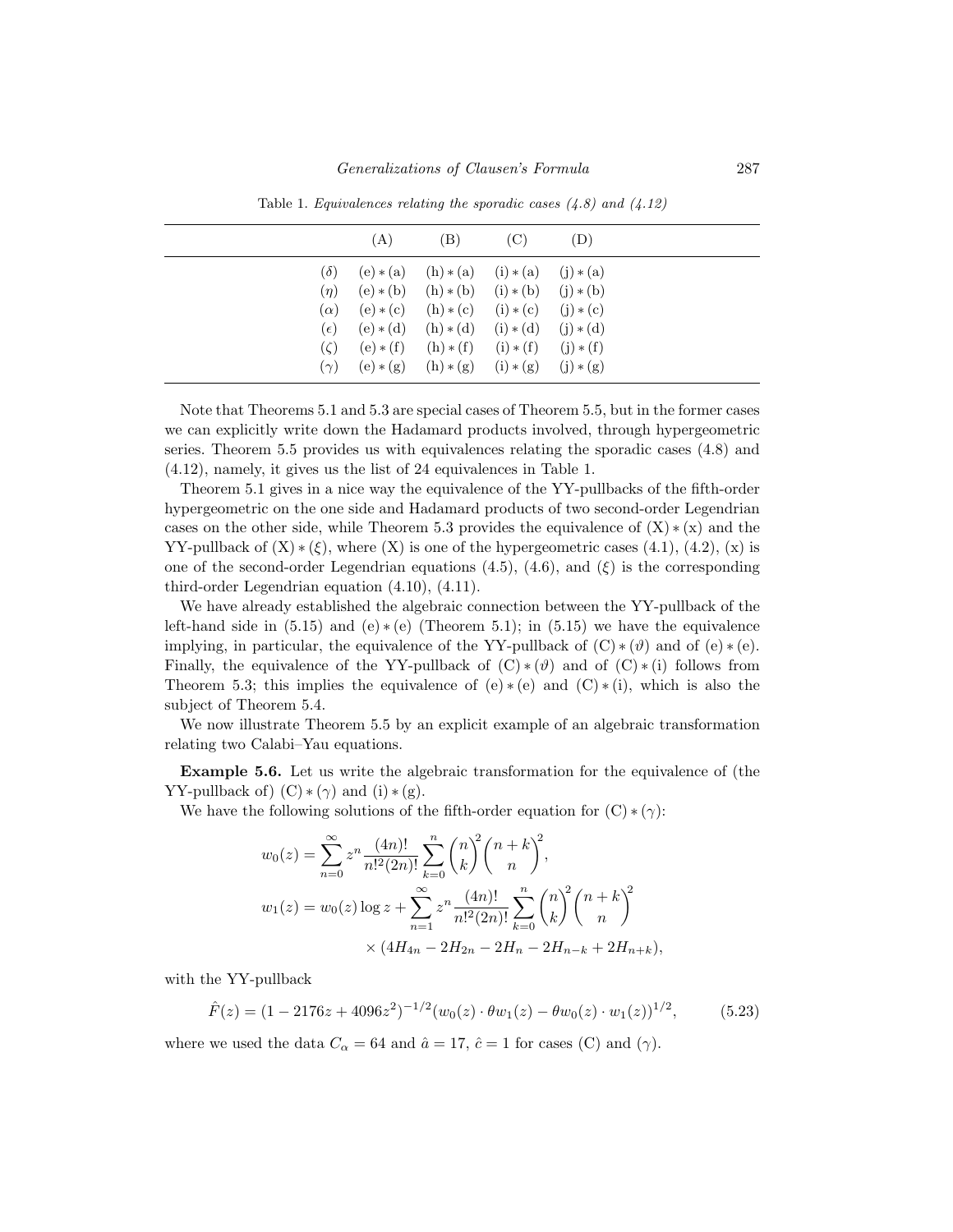Table 1. *Equivalences relating the sporadic cases (4.8) and (4.12)*

| | (A) | (B) | (C) | (D) |
|---|---|---|---|---|
| $(\delta)$ | $(e) * (a)$ | $(h) * (a)$ | $(i) * (a)$ | $(j) * (a)$ |
| $(\eta)$ | $(e) * (b)$ | $(h) * (b)$ | $(i) * (b)$ | $(j) * (b)$ |
| $(\alpha)$ | $(e) * (c)$ | $(h) * (c)$ | $(i) * (c)$ | $(j) * (c)$ |
| $(\epsilon)$ | $(e) * (d)$ | $(h) * (d)$ | $(i) * (d)$ | $(j) * (d)$ |
| $(\zeta)$ | $(e) * (f)$ | $(h) * (f)$ | $(i) * (f)$ | $(j) * (f)$ |
| $(\gamma)$ | $(e) * (g)$ | $(h) * (g)$ | $(i) * (g)$ | $(j) * (g)$ |

Note that Theorems 5.1 and 5.3 are special cases of Theorem 5.5, but in the former cases we can explicitly write down the Hadamard products involved, through hypergeometric series. Theorem 5.5 provides us with equivalences relating the sporadic cases (4.8) and (4.12), namely, it gives us the list of 24 equivalences in Table 1.

Theorem 5.1 gives in a nice way the equivalence of the YY-pullbacks of the fifth-order hypergeometric on the one side and Hadamard products of two second-order Legendrian cases on the other side, while Theorem 5.3 provides the equivalence of $(X) * (x)$ and the YY-pullback of $(X) * (\xi)$, where (X) is one of the hypergeometric cases (4.1), (4.2), (x) is one of the second-order Legendrian equations (4.5), (4.6), and $(\xi)$ is the corresponding third-order Legendrian equation (4.10), (4.11).

We have already established the algebraic connection between the YY-pullback of the left-hand side in (5.15) and $(e) * (e)$ (Theorem 5.1); in (5.15) we have the equivalence implying, in particular, the equivalence of the YY-pullback of $(C) * (\vartheta)$ and of $(e) * (e)$. Finally, the equivalence of the YY-pullback of $(C) * (\vartheta)$ and of $(C) * (i)$ follows from Theorem 5.3; this implies the equivalence of $(e) * (e)$ and $(C) * (i)$, which is also the subject of Theorem 5.4.

We now illustrate Theorem 5.5 by an explicit example of an algebraic transformation relating two Calabi–Yau equations.

**Example 5.6.** Let us write the algebraic transformation for the equivalence of (the YY-pullback of) $(C) * (\gamma)$ and $(i) * (g)$.

We have the following solutions of the fifth-order equation for $(C) * (\gamma)$:

$$w_0(z) = \sum_{n=0}^{\infty} z^n \frac{(4n)!}{n!^2 (2n)!} \sum_{k=0}^{n} \binom{n}{k}^2 \binom{n+k}{n}^2,$$

$$w_1(z) = w_0(z) \log z + \sum_{n=1}^{\infty} z^n \frac{(4n)!}{n!^2 (2n)!} \sum_{k=0}^{n} \binom{n}{k}^2 \binom{n+k}{n}^2 \times (4H_{4n} - 2H_{2n} - 2H_n - 2H_{n-k} + 2H_{n+k}),$$

with the YY-pullback

$$\hat{F}(z) = (1 - 2176z + 4096z^2)^{-1/2} (w_0(z) \cdot \theta w_1(z) - \theta w_0(z) \cdot w_1(z))^{1/2}, \tag{5.23}$$

where we used the data $C_\alpha = 64$ and $\hat{a} = 17$, $\hat{c} = 1$ for cases (C) and $(\gamma)$.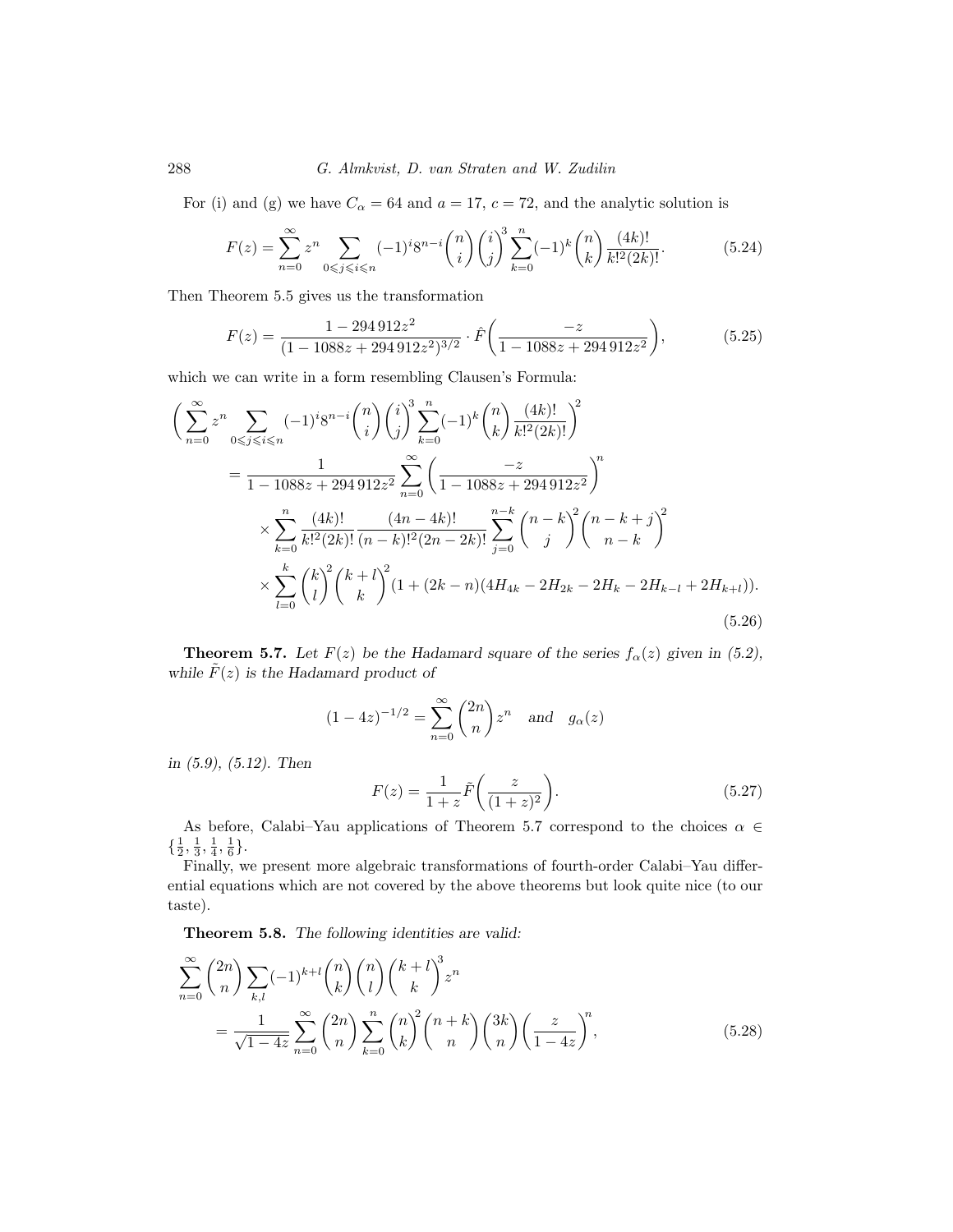For (i) and (g) we have $C_\alpha = 64$ and $a = 17$, $c = 72$, and the analytic solution is

$$F(z) = \sum_{n=0}^{\infty} z^n \sum_{0\leqslant j\leqslant i\leqslant n} (-1)^i 8^{n-i} \binom{n}{i}\binom{i}{j}^3 \sum_{k=0}^{n} (-1)^k \binom{n}{k} \frac{(4k)!}{k!^2(2k)!}. \tag{5.24}$$

Then Theorem 5.5 gives us the transformation

$$F(z) = \frac{1 - 294\,912z^2}{(1 - 1088z + 294\,912z^2)^{3/2}} \cdot \hat{F}\biggl(\frac{-z}{1 - 1088z + 294\,912z^2}\biggr), \tag{5.25}$$

which we can write in a form resembling Clausen's Formula:

$$\begin{aligned}
\biggl(\sum_{n=0}^{\infty} z^n & \sum_{0\leqslant j\leqslant i\leqslant n} (-1)^i 8^{n-i}\binom{n}{i}\binom{i}{j}^3 \sum_{k=0}^{n}(-1)^k\binom{n}{k}\frac{(4k)!}{k!^2(2k)!}\biggr)^2 \\
&= \frac{1}{1 - 1088z + 294\,912z^2} \sum_{n=0}^{\infty}\biggl(\frac{-z}{1 - 1088z + 294\,912z^2}\biggr)^n \\
&\quad \times \sum_{k=0}^{n} \frac{(4k)!}{k!^2(2k)!}\frac{(4n-4k)!}{(n-k)!^2(2n-2k)!}\sum_{j=0}^{n-k}\binom{n-k}{j}^2\binom{n-k+j}{n-k}^2 \\
&\quad \times \sum_{l=0}^{k}\binom{k}{l}^2\binom{k+l}{k}^2(1 + (2k-n)(4H_{4k} - 2H_{2k} - 2H_k - 2H_{k-l} + 2H_{k+l})).
\end{aligned} \tag{5.26}$$

**Theorem 5.7.** *Let $F(z)$ be the Hadamard square of the series $f_\alpha(z)$ given in (5.2), while $\tilde{F}(z)$ is the Hadamard product of*

$$(1-4z)^{-1/2} = \sum_{n=0}^{\infty}\binom{2n}{n}z^n \quad \textit{and} \quad g_\alpha(z)$$

*in (5.9), (5.12). Then*

$$F(z) = \frac{1}{1+z}\tilde{F}\biggl(\frac{z}{(1+z)^2}\biggr). \tag{5.27}$$

As before, Calabi–Yau applications of Theorem 5.7 correspond to the choices $\alpha \in \{\frac{1}{2}, \frac{1}{3}, \frac{1}{4}, \frac{1}{6}\}$.

Finally, we present more algebraic transformations of fourth-order Calabi–Yau differential equations which are not covered by the above theorems but look quite nice (to our taste).

**Theorem 5.8.** *The following identities are valid:*

$$\begin{aligned}
\sum_{n=0}^{\infty}\binom{2n}{n} & \sum_{k,l}(-1)^{k+l}\binom{n}{k}\binom{n}{l}\binom{k+l}{k}^3 z^n \\
&= \frac{1}{\sqrt{1-4z}}\sum_{n=0}^{\infty}\binom{2n}{n}\sum_{k=0}^{n}\binom{n}{k}^2\binom{n+k}{n}\binom{3k}{n}\biggl(\frac{z}{1-4z}\biggr)^n,
\end{aligned} \tag{5.28}$$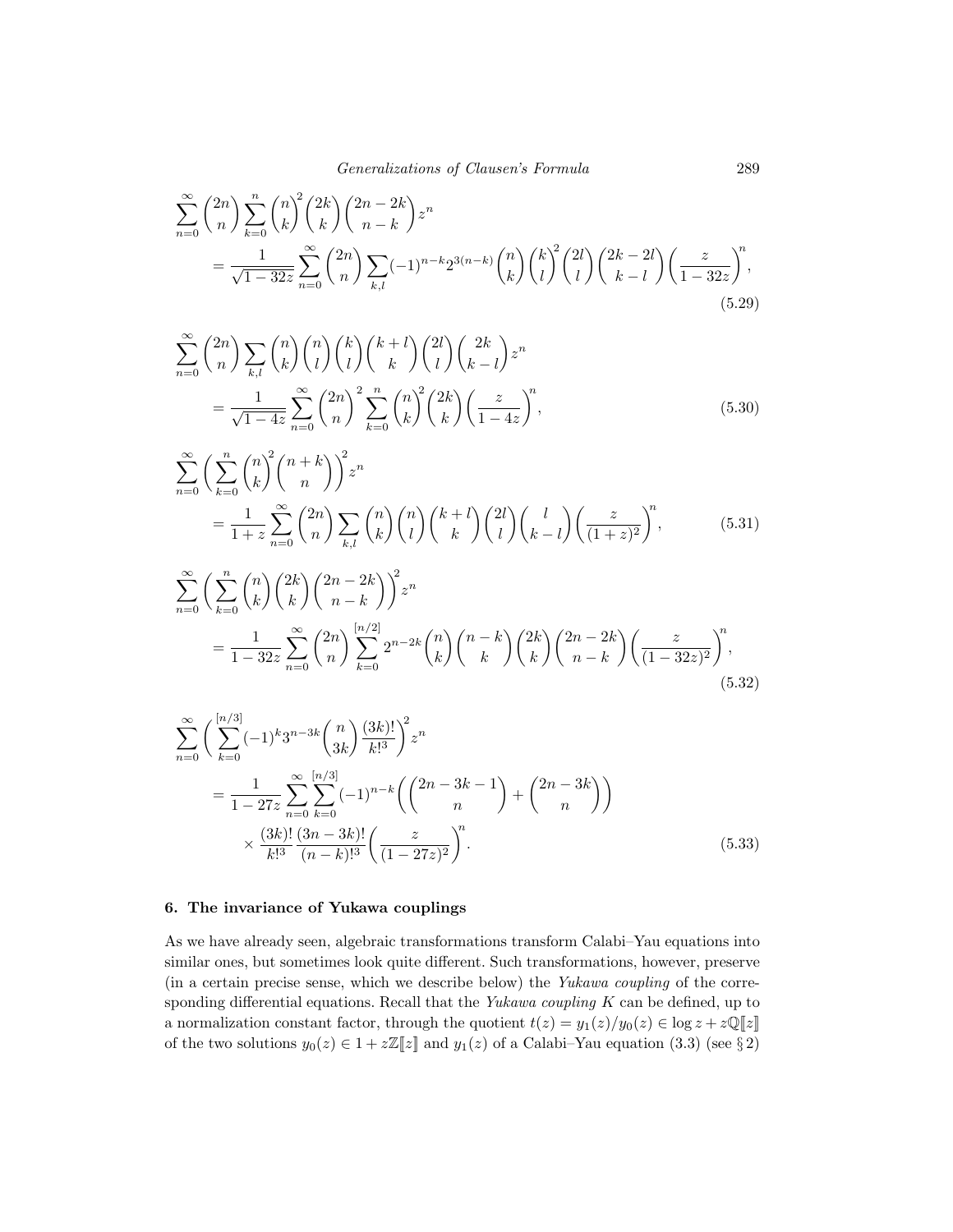$$\sum_{n=0}^{\infty}\binom{2n}{n}\sum_{k=0}^{n}\binom{n}{k}^2\binom{2k}{k}\binom{2n-2k}{n-k}z^n$$
$$=\frac{1}{\sqrt{1-32z}}\sum_{n=0}^{\infty}\binom{2n}{n}\sum_{k,l}(-1)^{n-k}2^{3(n-k)}\binom{n}{k}\binom{k}{l}^2\binom{2l}{l}\binom{2k-2l}{k-l}\biggl(\frac{z}{1-32z}\biggr)^n, \tag{5.29}$$

$$\sum_{n=0}^{\infty}\binom{2n}{n}\sum_{k,l}\binom{n}{k}\binom{n}{l}\binom{k}{l}\binom{k+l}{k}\binom{2l}{l}\binom{2k}{k-l}z^n$$
$$=\frac{1}{\sqrt{1-4z}}\sum_{n=0}^{\infty}\binom{2n}{n}^2\sum_{k=0}^{n}\binom{n}{k}^2\binom{2k}{k}\biggl(\frac{z}{1-4z}\biggr)^n, \tag{5.30}$$

$$\sum_{n=0}^{\infty}\biggl(\sum_{k=0}^{n}\binom{n}{k}^2\binom{n+k}{n}\biggr)^2z^n$$
$$=\frac{1}{1+z}\sum_{n=0}^{\infty}\binom{2n}{n}\sum_{k,l}\binom{n}{k}\binom{n}{l}\binom{k+l}{k}\binom{2l}{l}\binom{l}{k-l}\biggl(\frac{z}{(1+z)^2}\biggr)^n, \tag{5.31}$$

$$\sum_{n=0}^{\infty}\biggl(\sum_{k=0}^{n}\binom{n}{k}\binom{2k}{k}\binom{2n-2k}{n-k}\biggr)^2z^n$$
$$=\frac{1}{1-32z}\sum_{n=0}^{\infty}\binom{2n}{n}\sum_{k=0}^{[n/2]}2^{n-2k}\binom{n}{k}\binom{n-k}{k}\binom{2k}{k}\binom{2n-2k}{n-k}\biggl(\frac{z}{(1-32z)^2}\biggr)^n, \tag{5.32}$$

$$\sum_{n=0}^{\infty}\biggl(\sum_{k=0}^{[n/3]}(-1)^k3^{n-3k}\binom{n}{3k}\frac{(3k)!}{k!^3}\biggr)^2z^n$$
$$=\frac{1}{1-27z}\sum_{n=0}^{\infty}\sum_{k=0}^{[n/3]}(-1)^{n-k}\biggl(\binom{2n-3k-1}{n}+\binom{2n-3k}{n}\biggr)$$
$$\times\frac{(3k)!}{k!^3}\frac{(3n-3k)!}{(n-k)!^3}\biggl(\frac{z}{(1-27z)^2}\biggr)^n. \tag{5.33}$$

## 6. The invariance of Yukawa couplings

As we have already seen, algebraic transformations transform Calabi–Yau equations into similar ones, but sometimes look quite different. Such transformations, however, preserve (in a certain precise sense, which we describe below) the *Yukawa coupling* of the corresponding differential equations. Recall that the *Yukawa coupling* $K$ can be defined, up to a normalization constant factor, through the quotient $t(z)=y_1(z)/y_0(z)\in\log z+z\mathbb{Q}[\![z]\!]$ of the two solutions $y_0(z)\in 1+z\mathbb{Z}[\![z]\!]$ and $y_1(z)$ of a Calabi–Yau equation (3.3) (see § 2)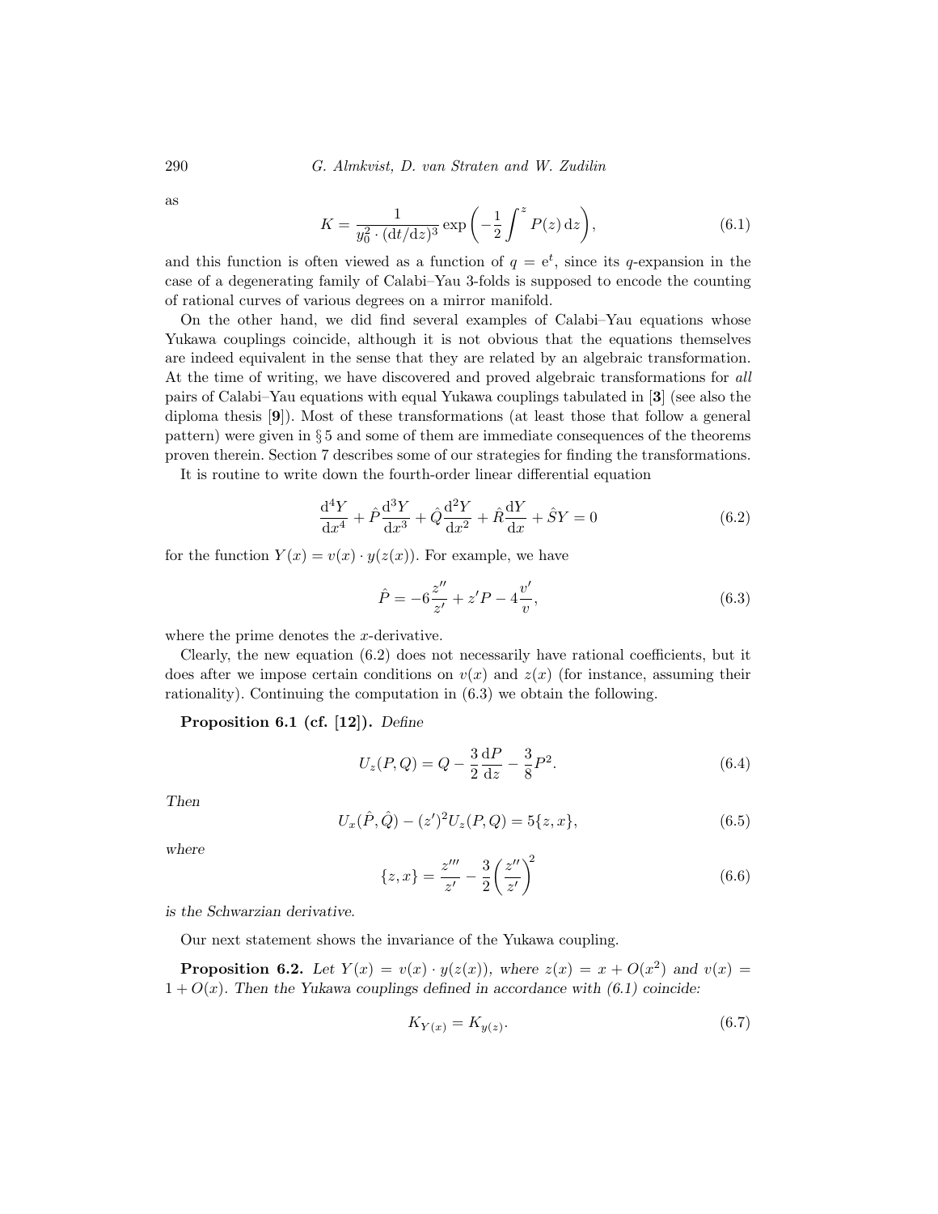as

$$K = \frac{1}{y_0^2 \cdot (\mathrm{d}t/\mathrm{d}z)^3} \exp\left(-\frac{1}{2}\int^z P(z)\,\mathrm{d}z\right), \tag{6.1}$$

and this function is often viewed as a function of $q = \mathrm{e}^t$, since its $q$-expansion in the case of a degenerating family of Calabi–Yau 3-folds is supposed to encode the counting of rational curves of various degrees on a mirror manifold.

On the other hand, we did find several examples of Calabi–Yau equations whose Yukawa couplings coincide, although it is not obvious that the equations themselves are indeed equivalent in the sense that they are related by an algebraic transformation. At the time of writing, we have discovered and proved algebraic transformations for *all* pairs of Calabi–Yau equations with equal Yukawa couplings tabulated in [**3**] (see also the diploma thesis [**9**]). Most of these transformations (at least those that follow a general pattern) were given in § 5 and some of them are immediate consequences of the theorems proven therein. Section 7 describes some of our strategies for finding the transformations.

It is routine to write down the fourth-order linear differential equation

$$\frac{\mathrm{d}^4 Y}{\mathrm{d}x^4} + \hat{P}\frac{\mathrm{d}^3 Y}{\mathrm{d}x^3} + \hat{Q}\frac{\mathrm{d}^2 Y}{\mathrm{d}x^2} + \hat{R}\frac{\mathrm{d}Y}{\mathrm{d}x} + \hat{S}Y = 0 \tag{6.2}$$

for the function $Y(x) = v(x) \cdot y(z(x))$. For example, we have

$$\hat{P} = -6\frac{z''}{z'} + z'P - 4\frac{v'}{v}, \tag{6.3}$$

where the prime denotes the $x$-derivative.

Clearly, the new equation (6.2) does not necessarily have rational coefficients, but it does after we impose certain conditions on $v(x)$ and $z(x)$ (for instance, assuming their rationality). Continuing the computation in (6.3) we obtain the following.

**Proposition 6.1 (cf. [12]).** *Define*

$$U_z(P, Q) = Q - \frac{3}{2}\frac{\mathrm{d}P}{\mathrm{d}z} - \frac{3}{8}P^2. \tag{6.4}$$

*Then*

$$U_x(\hat{P}, \hat{Q}) - (z')^2 U_z(P, Q) = 5\{z, x\}, \tag{6.5}$$

*where*

$$\{z, x\} = \frac{z'''}{z'} - \frac{3}{2}\left(\frac{z''}{z'}\right)^2 \tag{6.6}$$

*is the Schwarzian derivative.*

Our next statement shows the invariance of the Yukawa coupling.

**Proposition 6.2.** *Let $Y(x) = v(x) \cdot y(z(x))$, where $z(x) = x + O(x^2)$ and $v(x) = 1 + O(x)$. Then the Yukawa couplings defined in accordance with (6.1) coincide:*

$$K_{Y(x)} = K_{y(z)}. \tag{6.7}$$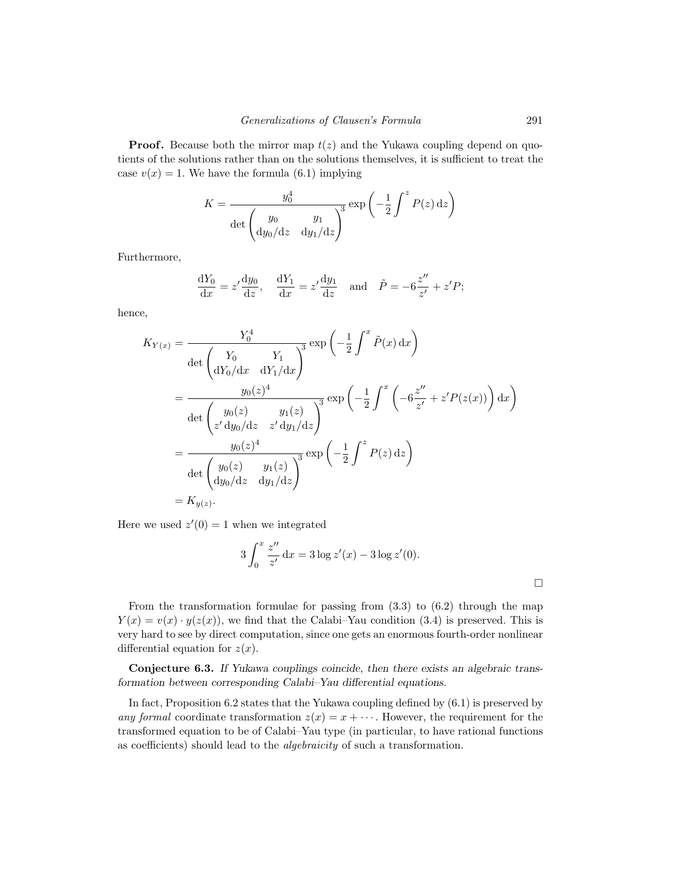**Proof.** Because both the mirror map $t(z)$ and the Yukawa coupling depend on quotients of the solutions rather than on the solutions themselves, it is sufficient to treat the case $v(x) = 1$. We have the formula (6.1) implying

$$K = \frac{y_0^4}{\det\begin{pmatrix} y_0 & y_1 \\ \mathrm{d}y_0/\mathrm{d}z & \mathrm{d}y_1/\mathrm{d}z \end{pmatrix}^3} \exp\left(-\frac{1}{2}\int^z P(z)\,\mathrm{d}z\right)$$

Furthermore,

$$\frac{\mathrm{d}Y_0}{\mathrm{d}x} = z'\frac{\mathrm{d}y_0}{\mathrm{d}z}, \quad \frac{\mathrm{d}Y_1}{\mathrm{d}x} = z'\frac{\mathrm{d}y_1}{\mathrm{d}z} \quad \text{and} \quad \tilde{P} = -6\frac{z''}{z'} + z'P;$$

hence,

$$\begin{aligned}
K_{Y(x)} &= \frac{Y_0^4}{\det\begin{pmatrix} Y_0 & Y_1 \\ \mathrm{d}Y_0/\mathrm{d}x & \mathrm{d}Y_1/\mathrm{d}x \end{pmatrix}^3} \exp\left(-\frac{1}{2}\int^x \tilde{P}(x)\,\mathrm{d}x\right) \\
&= \frac{y_0(z)^4}{\det\begin{pmatrix} y_0(z) & y_1(z) \\ z'\,\mathrm{d}y_0/\mathrm{d}z & z'\,\mathrm{d}y_1/\mathrm{d}z \end{pmatrix}^3} \exp\left(-\frac{1}{2}\int^x \left(-6\frac{z''}{z'} + z'P(z(x))\right)\mathrm{d}x\right) \\
&= \frac{y_0(z)^4}{\det\begin{pmatrix} y_0(z) & y_1(z) \\ \mathrm{d}y_0/\mathrm{d}z & \mathrm{d}y_1/\mathrm{d}z \end{pmatrix}^3} \exp\left(-\frac{1}{2}\int^z P(z)\,\mathrm{d}z\right) \\
&= K_{y(z)}.
\end{aligned}$$

Here we used $z'(0) = 1$ when we integrated

$$3\int_0^x \frac{z''}{z'}\,\mathrm{d}x = 3\log z'(x) - 3\log z'(0).$$

□

From the transformation formulae for passing from (3.3) to (6.2) through the map $Y(x) = v(x) \cdot y(z(x))$, we find that the Calabi–Yau condition (3.4) is preserved. This is very hard to see by direct computation, since one gets an enormous fourth-order nonlinear differential equation for $z(x)$.

**Conjecture 6.3.** *If Yukawa couplings coincide, then there exists an algebraic transformation between corresponding Calabi–Yau differential equations.*

In fact, Proposition 6.2 states that the Yukawa coupling defined by (6.1) is preserved by *any formal* coordinate transformation $z(x) = x + \cdots$. However, the requirement for the transformed equation to be of Calabi–Yau type (in particular, to have rational functions as coefficients) should lead to the *algebraicity* of such a transformation.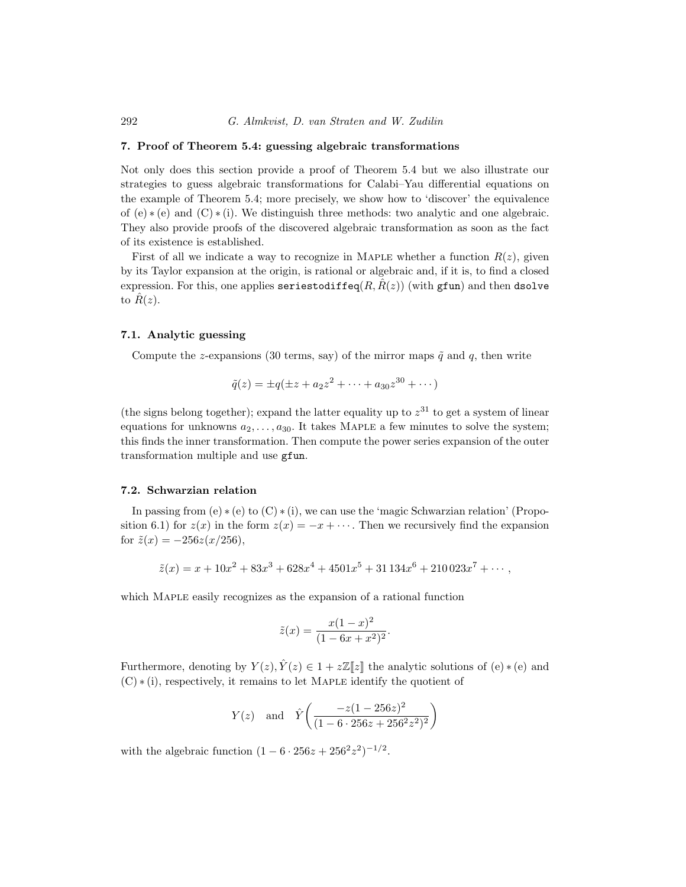## 7. Proof of Theorem 5.4: guessing algebraic transformations

Not only does this section provide a proof of Theorem 5.4 but we also illustrate our strategies to guess algebraic transformations for Calabi–Yau differential equations on the example of Theorem 5.4; more precisely, we show how to 'discover' the equivalence of (e) ∗ (e) and (C) ∗ (i). We distinguish three methods: two analytic and one algebraic. They also provide proofs of the discovered algebraic transformation as soon as the fact of its existence is established.

First of all we indicate a way to recognize in Maple whether a function $R(z)$, given by its Taylor expansion at the origin, is rational or algebraic and, if it is, to find a closed expression. For this, one applies `seriestodiffeq`$(R, \hat{R}(z))$ (with `gfun`) and then `dsolve` to $\hat{R}(z)$.

### 7.1. Analytic guessing

Compute the $z$-expansions (30 terms, say) of the mirror maps $\tilde{q}$ and $q$, then write

$$\tilde{q}(z) = \pm q(\pm z + a_2 z^2 + \cdots + a_{30} z^{30} + \cdots)$$

(the signs belong together); expand the latter equality up to $z^{31}$ to get a system of linear equations for unknowns $a_2, \ldots, a_{30}$. It takes Maple a few minutes to solve the system; this finds the inner transformation. Then compute the power series expansion of the outer transformation multiple and use `gfun`.

### 7.2. Schwarzian relation

In passing from (e) ∗ (e) to (C) ∗ (i), we can use the 'magic Schwarzian relation' (Proposition 6.1) for $z(x)$ in the form $z(x) = -x + \cdots$. Then we recursively find the expansion for $\tilde{z}(x) = -256 z(x/256)$,

$$\tilde{z}(x) = x + 10x^2 + 83x^3 + 628x^4 + 4501x^5 + 31\,134x^6 + 210\,023x^7 + \cdots,$$

which Maple easily recognizes as the expansion of a rational function

$$\tilde{z}(x) = \frac{x(1-x)^2}{(1-6x+x^2)^2}.$$

Furthermore, denoting by $Y(z), \hat{Y}(z) \in 1 + z\mathbb{Z}[\![z]\!]$ the analytic solutions of (e) ∗ (e) and (C) ∗ (i), respectively, it remains to let Maple identify the quotient of

$$Y(z) \quad \text{and} \quad \hat{Y}\biggl(\frac{-z(1-256z)^2}{(1-6\cdot 256z + 256^2 z^2)^2}\biggr)$$

with the algebraic function $(1 - 6\cdot 256z + 256^2 z^2)^{-1/2}$.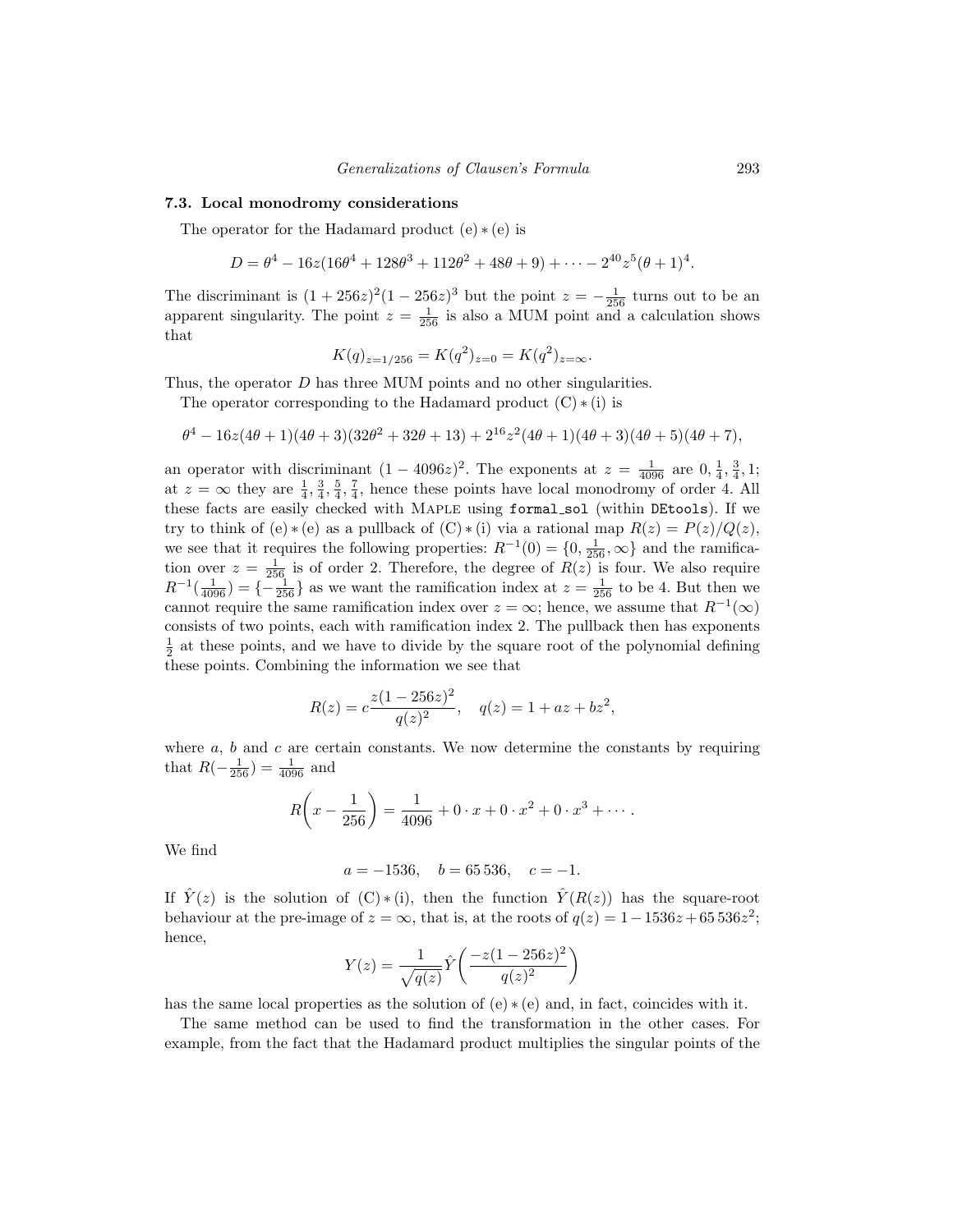### 7.3. Local monodromy considerations

The operator for the Hadamard product (e) ∗ (e) is

$$D = \theta^4 - 16z(16\theta^4 + 128\theta^3 + 112\theta^2 + 48\theta + 9) + \cdots - 2^{40}z^5(\theta+1)^4.$$

The discriminant is $(1+256z)^2(1-256z)^3$ but the point $z = -\frac{1}{256}$ turns out to be an apparent singularity. The point $z = \frac{1}{256}$ is also a MUM point and a calculation shows that

$$K(q)_{z=1/256} = K(q^2)_{z=0} = K(q^2)_{z=\infty}.$$

Thus, the operator $D$ has three MUM points and no other singularities.

The operator corresponding to the Hadamard product (C) ∗ (i) is

$$\theta^4 - 16z(4\theta+1)(4\theta+3)(32\theta^2+32\theta+13) + 2^{16}z^2(4\theta+1)(4\theta+3)(4\theta+5)(4\theta+7),$$

an operator with discriminant $(1-4096z)^2$. The exponents at $z = \frac{1}{4096}$ are $0, \frac{1}{4}, \frac{3}{4}, 1$; at $z = \infty$ they are $\frac{1}{4}, \frac{3}{4}, \frac{5}{4}, \frac{7}{4}$, hence these points have local monodromy of order 4. All these facts are easily checked with Maple using `formal_sol` (within `DEtools`). If we try to think of (e) ∗ (e) as a pullback of (C) ∗ (i) via a rational map $R(z) = P(z)/Q(z)$, we see that it requires the following properties: $R^{-1}(0) = \{0, \frac{1}{256}, \infty\}$ and the ramification over $z = \frac{1}{256}$ is of order 2. Therefore, the degree of $R(z)$ is four. We also require $R^{-1}(\frac{1}{4096}) = \{-\frac{1}{256}\}$ as we want the ramification index at $z = \frac{1}{256}$ to be 4. But then we cannot require the same ramification index over $z = \infty$; hence, we assume that $R^{-1}(\infty)$ consists of two points, each with ramification index 2. The pullback then has exponents $\frac{1}{2}$ at these points, and we have to divide by the square root of the polynomial defining these points. Combining the information we see that

$$R(z) = c\frac{z(1-256z)^2}{q(z)^2}, \quad q(z) = 1 + az + bz^2,$$

where $a$, $b$ and $c$ are certain constants. We now determine the constants by requiring that $R(-\frac{1}{256}) = \frac{1}{4096}$ and

$$R\left(x - \frac{1}{256}\right) = \frac{1}{4096} + 0 \cdot x + 0 \cdot x^2 + 0 \cdot x^3 + \cdots.$$

We find

$$a = -1536, \quad b = 65\,536, \quad c = -1.$$

If $\hat{Y}(z)$ is the solution of (C) ∗ (i), then the function $\hat{Y}(R(z))$ has the square-root behaviour at the pre-image of $z = \infty$, that is, at the roots of $q(z) = 1 - 1536z + 65\,536z^2$; hence,

$$Y(z) = \frac{1}{\sqrt{q(z)}}\hat{Y}\left(\frac{-z(1-256z)^2}{q(z)^2}\right)$$

has the same local properties as the solution of (e) ∗ (e) and, in fact, coincides with it.

The same method can be used to find the transformation in the other cases. For example, from the fact that the Hadamard product multiplies the singular points of the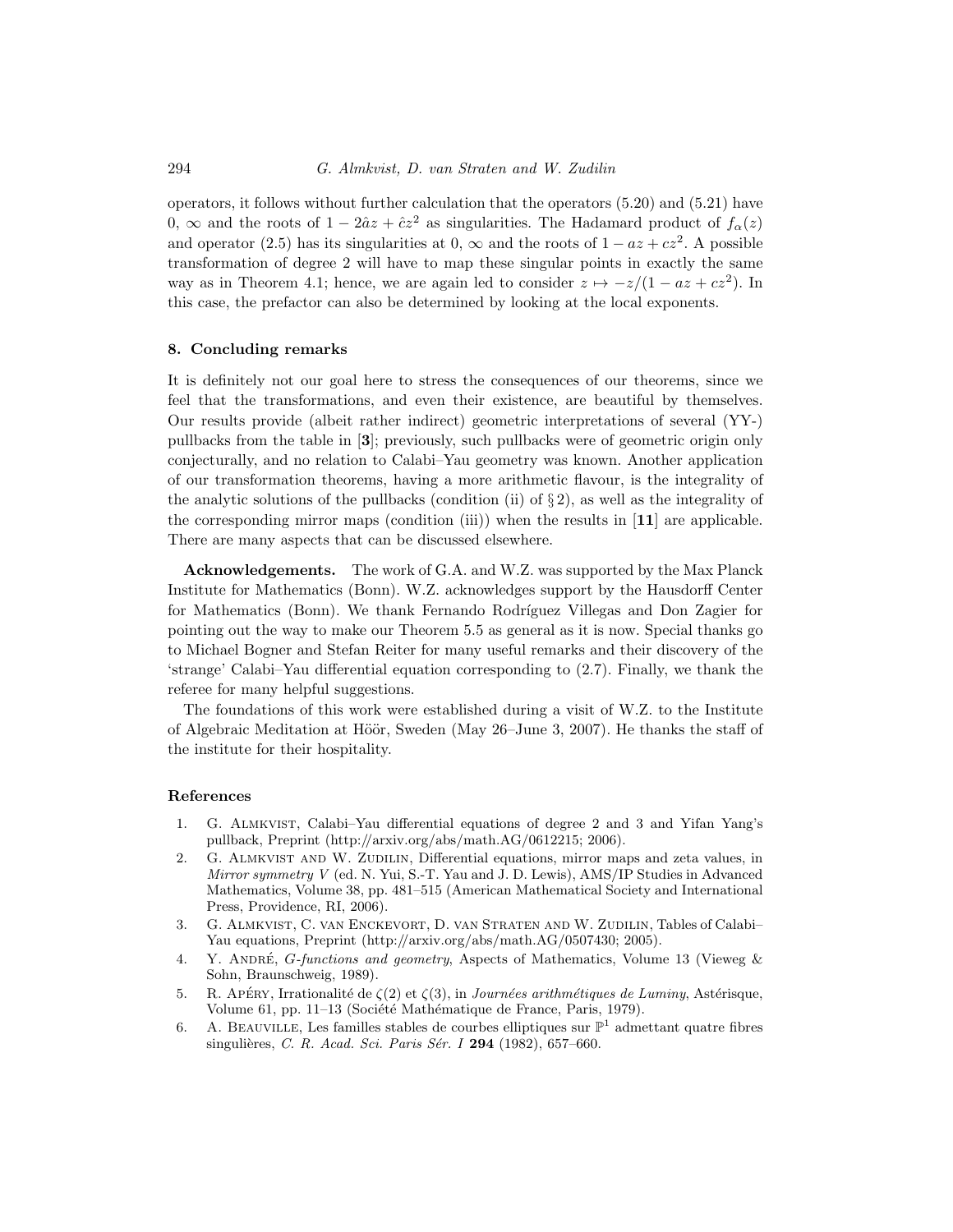operators, it follows without further calculation that the operators (5.20) and (5.21) have $0$, $\infty$ and the roots of $1 - 2\hat{a}z + \hat{c}z^2$ as singularities. The Hadamard product of $f_\alpha(z)$ and operator (2.5) has its singularities at $0$, $\infty$ and the roots of $1 - az + cz^2$. A possible transformation of degree 2 will have to map these singular points in exactly the same way as in Theorem 4.1; hence, we are again led to consider $z \mapsto -z/(1 - az + cz^2)$. In this case, the prefactor can also be determined by looking at the local exponents.

## 8. Concluding remarks

It is definitely not our goal here to stress the consequences of our theorems, since we feel that the transformations, and even their existence, are beautiful by themselves. Our results provide (albeit rather indirect) geometric interpretations of several (YY-) pullbacks from the table in [**3**]; previously, such pullbacks were of geometric origin only conjecturally, and no relation to Calabi–Yau geometry was known. Another application of our transformation theorems, having a more arithmetic flavour, is the integrality of the analytic solutions of the pullbacks (condition (ii) of § 2), as well as the integrality of the corresponding mirror maps (condition (iii)) when the results in [**11**] are applicable. There are many aspects that can be discussed elsewhere.

**Acknowledgements.** The work of G.A. and W.Z. was supported by the Max Planck Institute for Mathematics (Bonn). W.Z. acknowledges support by the Hausdorff Center for Mathematics (Bonn). We thank Fernando Rodríguez Villegas and Don Zagier for pointing out the way to make our Theorem 5.5 as general as it is now. Special thanks go to Michael Bogner and Stefan Reiter for many useful remarks and their discovery of the 'strange' Calabi–Yau differential equation corresponding to (2.7). Finally, we thank the referee for many helpful suggestions.

The foundations of this work were established during a visit of W.Z. to the Institute of Algebraic Meditation at Höör, Sweden (May 26–June 3, 2007). He thanks the staff of the institute for their hospitality.

## References

1. G. Almkvist, Calabi–Yau differential equations of degree 2 and 3 and Yifan Yang's pullback, Preprint (http://arxiv.org/abs/math.AG/0612215; 2006).
2. G. Almkvist and W. Zudilin, Differential equations, mirror maps and zeta values, in *Mirror symmetry V* (ed. N. Yui, S.-T. Yau and J. D. Lewis), AMS/IP Studies in Advanced Mathematics, Volume 38, pp. 481–515 (American Mathematical Society and International Press, Providence, RI, 2006).
3. G. Almkvist, C. van Enckevort, D. van Straten and W. Zudilin, Tables of Calabi–Yau equations, Preprint (http://arxiv.org/abs/math.AG/0507430; 2005).
4. Y. André, *G-functions and geometry*, Aspects of Mathematics, Volume 13 (Vieweg & Sohn, Braunschweig, 1989).
5. R. Apéry, Irrationalité de $\zeta(2)$ et $\zeta(3)$, in *Journées arithmétiques de Luminy*, Astérisque, Volume 61, pp. 11–13 (Société Mathématique de France, Paris, 1979).
6. A. Beauville, Les familles stables de courbes elliptiques sur $\mathbb{P}^1$ admettant quatre fibres singulières, *C. R. Acad. Sci. Paris Sér. I* **294** (1982), 657–660.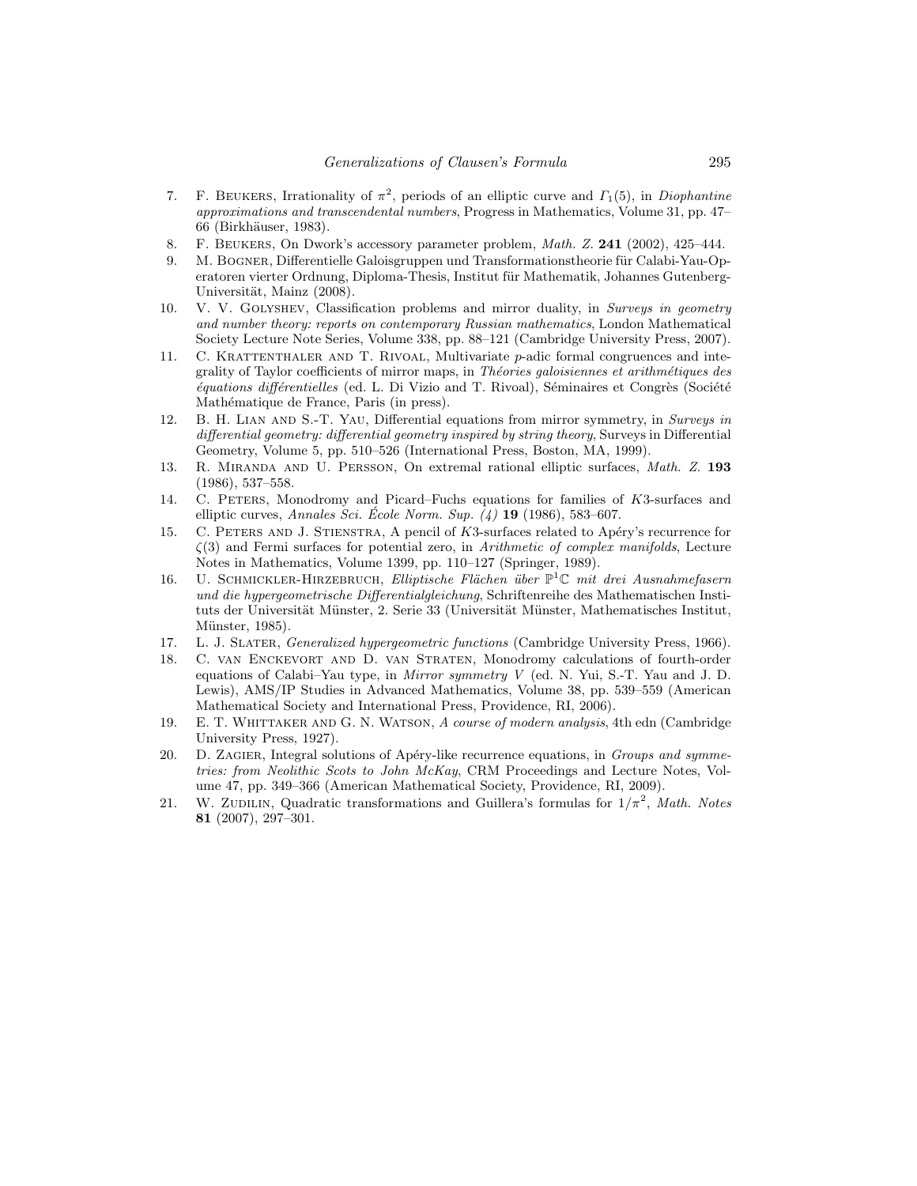7. F. Beukers, Irrationality of $\pi^2$, periods of an elliptic curve and $\Gamma_1(5)$, in *Diophantine approximations and transcendental numbers*, Progress in Mathematics, Volume 31, pp. 47–66 (Birkhäuser, 1983).
8. F. Beukers, On Dwork's accessory parameter problem, *Math. Z.* **241** (2002), 425–444.
9. M. Bogner, Differentielle Galoisgruppen und Transformationstheorie für Calabi-Yau-Operatoren vierter Ordnung, Diploma-Thesis, Institut für Mathematik, Johannes Gutenberg-Universität, Mainz (2008).
10. V. V. Golyshev, Classification problems and mirror duality, in *Surveys in geometry and number theory: reports on contemporary Russian mathematics*, London Mathematical Society Lecture Note Series, Volume 338, pp. 88–121 (Cambridge University Press, 2007).
11. C. Krattenthaler and T. Rivoal, Multivariate $p$-adic formal congruences and integrality of Taylor coefficients of mirror maps, in *Théories galoisiennes et arithmétiques des équations différentielles* (ed. L. Di Vizio and T. Rivoal), Séminaires et Congrès (Société Mathématique de France, Paris (in press).
12. B. H. Lian and S.-T. Yau, Differential equations from mirror symmetry, in *Surveys in differential geometry: differential geometry inspired by string theory*, Surveys in Differential Geometry, Volume 5, pp. 510–526 (International Press, Boston, MA, 1999).
13. R. Miranda and U. Persson, On extremal rational elliptic surfaces, *Math. Z.* **193** (1986), 537–558.
14. C. Peters, Monodromy and Picard–Fuchs equations for families of $K3$-surfaces and elliptic curves, *Annales Sci. École Norm. Sup. (4)* **19** (1986), 583–607.
15. C. Peters and J. Stienstra, A pencil of $K3$-surfaces related to Apéry's recurrence for $\zeta(3)$ and Fermi surfaces for potential zero, in *Arithmetic of complex manifolds*, Lecture Notes in Mathematics, Volume 1399, pp. 110–127 (Springer, 1989).
16. U. Schmickler-Hirzebruch, *Elliptische Flächen über $\mathbb{P}^1\mathbb{C}$ mit drei Ausnahmefasern und die hypergeometrische Differentialgleichung*, Schriftenreihe des Mathematischen Instituts der Universität Münster, 2. Serie 33 (Universität Münster, Mathematisches Institut, Münster, 1985).
17. L. J. Slater, *Generalized hypergeometric functions* (Cambridge University Press, 1966).
18. C. van Enckevort and D. van Straten, Monodromy calculations of fourth-order equations of Calabi–Yau type, in *Mirror symmetry V* (ed. N. Yui, S.-T. Yau and J. D. Lewis), AMS/IP Studies in Advanced Mathematics, Volume 38, pp. 539–559 (American Mathematical Society and International Press, Providence, RI, 2006).
19. E. T. Whittaker and G. N. Watson, *A course of modern analysis*, 4th edn (Cambridge University Press, 1927).
20. D. Zagier, Integral solutions of Apéry-like recurrence equations, in *Groups and symmetries: from Neolithic Scots to John McKay*, CRM Proceedings and Lecture Notes, Volume 47, pp. 349–366 (American Mathematical Society, Providence, RI, 2009).
21. W. Zudilin, Quadratic transformations and Guillera's formulas for $1/\pi^2$, *Math. Notes* **81** (2007), 297–301.